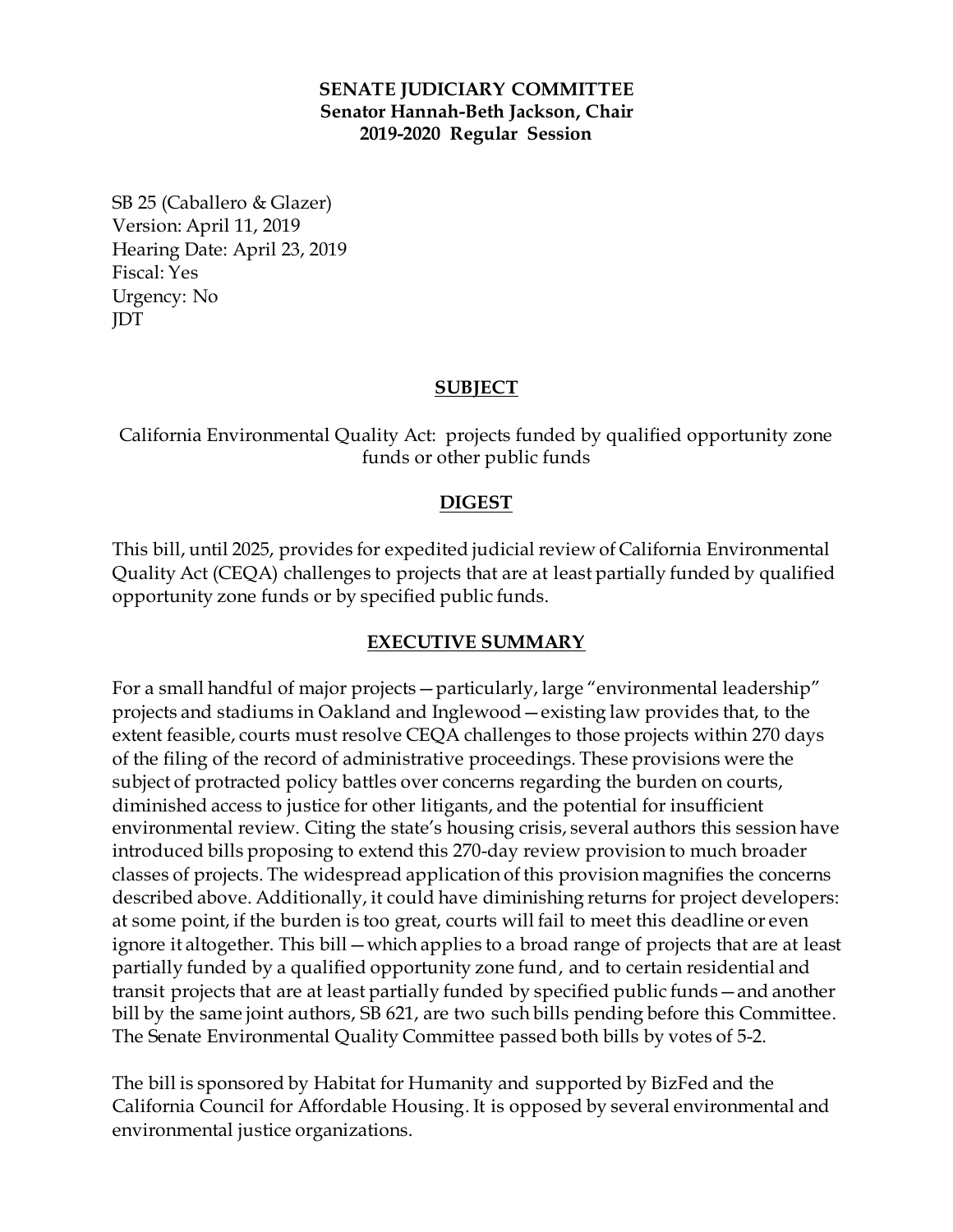**SENATE JUDICIARY COMMITTEE**
**Senator Hannah-Beth Jackson, Chair**
**2019-2020 Regular Session**

SB 25 (Caballero & Glazer)
Version: April 11, 2019
Hearing Date: April 23, 2019
Fiscal: Yes
Urgency: No
JDT

## SUBJECT

California Environmental Quality Act: projects funded by qualified opportunity zone funds or other public funds

## DIGEST

This bill, until 2025, provides for expedited judicial review of California Environmental Quality Act (CEQA) challenges to projects that are at least partially funded by qualified opportunity zone funds or by specified public funds.

## EXECUTIVE SUMMARY

For a small handful of major projects—particularly, large "environmental leadership" projects and stadiums in Oakland and Inglewood—existing law provides that, to the extent feasible, courts must resolve CEQA challenges to those projects within 270 days of the filing of the record of administrative proceedings. These provisions were the subject of protracted policy battles over concerns regarding the burden on courts, diminished access to justice for other litigants, and the potential for insufficient environmental review. Citing the state's housing crisis, several authors this session have introduced bills proposing to extend this 270-day review provision to much broader classes of projects. The widespread application of this provision magnifies the concerns described above. Additionally, it could have diminishing returns for project developers: at some point, if the burden is too great, courts will fail to meet this deadline or even ignore it altogether. This bill—which applies to a broad range of projects that are at least partially funded by a qualified opportunity zone fund, and to certain residential and transit projects that are at least partially funded by specified public funds—and another bill by the same joint authors, SB 621, are two such bills pending before this Committee. The Senate Environmental Quality Committee passed both bills by votes of 5-2.

The bill is sponsored by Habitat for Humanity and supported by BizFed and the California Council for Affordable Housing. It is opposed by several environmental and environmental justice organizations.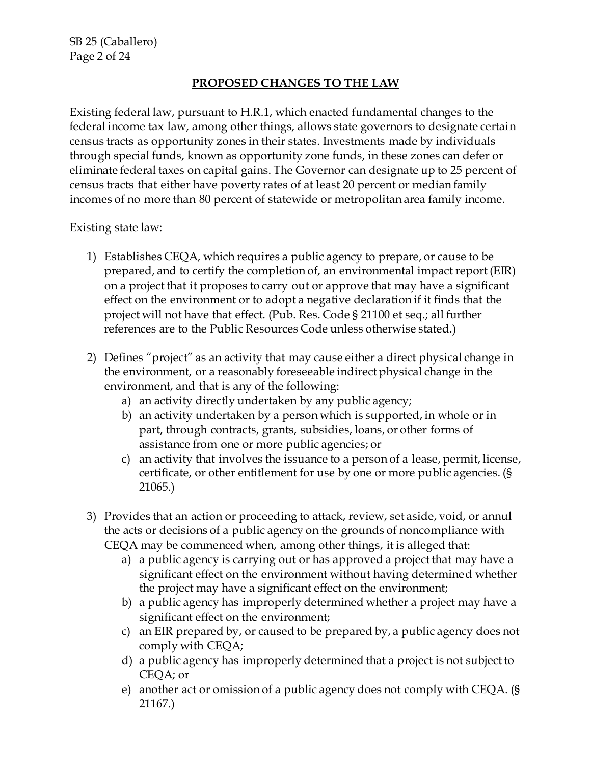## PROPOSED CHANGES TO THE LAW

Existing federal law, pursuant to H.R.1, which enacted fundamental changes to the federal income tax law, among other things, allows state governors to designate certain census tracts as opportunity zones in their states. Investments made by individuals through special funds, known as opportunity zone funds, in these zones can defer or eliminate federal taxes on capital gains. The Governor can designate up to 25 percent of census tracts that either have poverty rates of at least 20 percent or median family incomes of no more than 80 percent of statewide or metropolitan area family income.

Existing state law:

1) Establishes CEQA, which requires a public agency to prepare, or cause to be prepared, and to certify the completion of, an environmental impact report (EIR) on a project that it proposes to carry out or approve that may have a significant effect on the environment or to adopt a negative declaration if it finds that the project will not have that effect. (Pub. Res. Code § 21100 et seq.; all further references are to the Public Resources Code unless otherwise stated.)

2) Defines "project" as an activity that may cause either a direct physical change in the environment, or a reasonably foreseeable indirect physical change in the environment, and that is any of the following:
   a) an activity directly undertaken by any public agency;
   b) an activity undertaken by a person which is supported, in whole or in part, through contracts, grants, subsidies, loans, or other forms of assistance from one or more public agencies; or
   c) an activity that involves the issuance to a person of a lease, permit, license, certificate, or other entitlement for use by one or more public agencies. (§ 21065.)

3) Provides that an action or proceeding to attack, review, set aside, void, or annul the acts or decisions of a public agency on the grounds of noncompliance with CEQA may be commenced when, among other things, it is alleged that:
   a) a public agency is carrying out or has approved a project that may have a significant effect on the environment without having determined whether the project may have a significant effect on the environment;
   b) a public agency has improperly determined whether a project may have a significant effect on the environment;
   c) an EIR prepared by, or caused to be prepared by, a public agency does not comply with CEQA;
   d) a public agency has improperly determined that a project is not subject to CEQA; or
   e) another act or omission of a public agency does not comply with CEQA. (§ 21167.)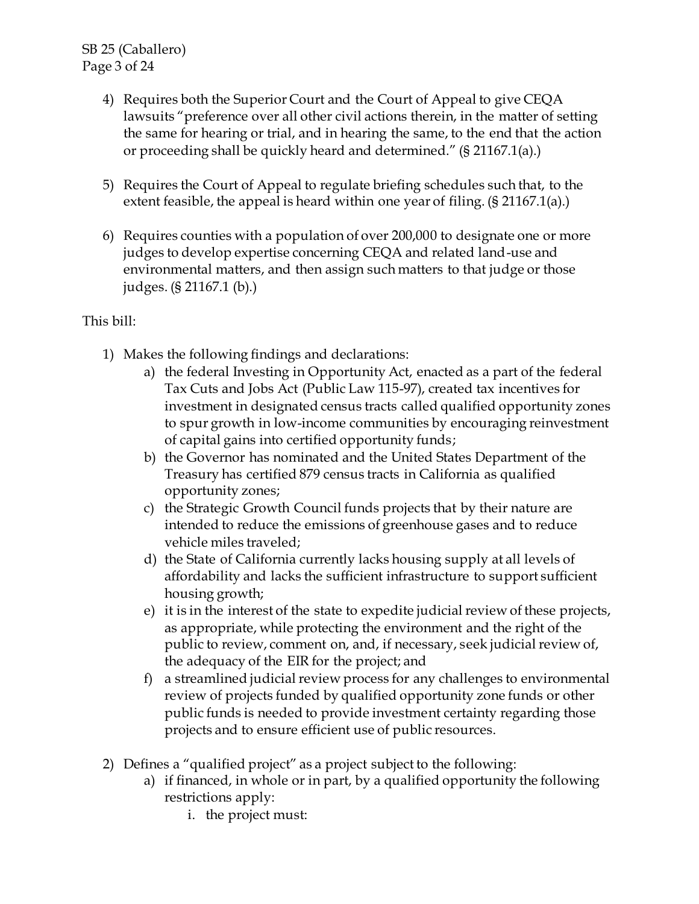4) Requires both the Superior Court and the Court of Appeal to give CEQA lawsuits "preference over all other civil actions therein, in the matter of setting the same for hearing or trial, and in hearing the same, to the end that the action or proceeding shall be quickly heard and determined." (§ 21167.1(a).)

5) Requires the Court of Appeal to regulate briefing schedules such that, to the extent feasible, the appeal is heard within one year of filing. (§ 21167.1(a).)

6) Requires counties with a population of over 200,000 to designate one or more judges to develop expertise concerning CEQA and related land-use and environmental matters, and then assign such matters to that judge or those judges. (§ 21167.1 (b).)

This bill:

1) Makes the following findings and declarations:
   a) the federal Investing in Opportunity Act, enacted as a part of the federal Tax Cuts and Jobs Act (Public Law 115-97), created tax incentives for investment in designated census tracts called qualified opportunity zones to spur growth in low-income communities by encouraging reinvestment of capital gains into certified opportunity funds;
   b) the Governor has nominated and the United States Department of the Treasury has certified 879 census tracts in California as qualified opportunity zones;
   c) the Strategic Growth Council funds projects that by their nature are intended to reduce the emissions of greenhouse gases and to reduce vehicle miles traveled;
   d) the State of California currently lacks housing supply at all levels of affordability and lacks the sufficient infrastructure to support sufficient housing growth;
   e) it is in the interest of the state to expedite judicial review of these projects, as appropriate, while protecting the environment and the right of the public to review, comment on, and, if necessary, seek judicial review of, the adequacy of the EIR for the project; and
   f) a streamlined judicial review process for any challenges to environmental review of projects funded by qualified opportunity zone funds or other public funds is needed to provide investment certainty regarding those projects and to ensure efficient use of public resources.

2) Defines a "qualified project" as a project subject to the following:
   a) if financed, in whole or in part, by a qualified opportunity the following restrictions apply:
      i. the project must: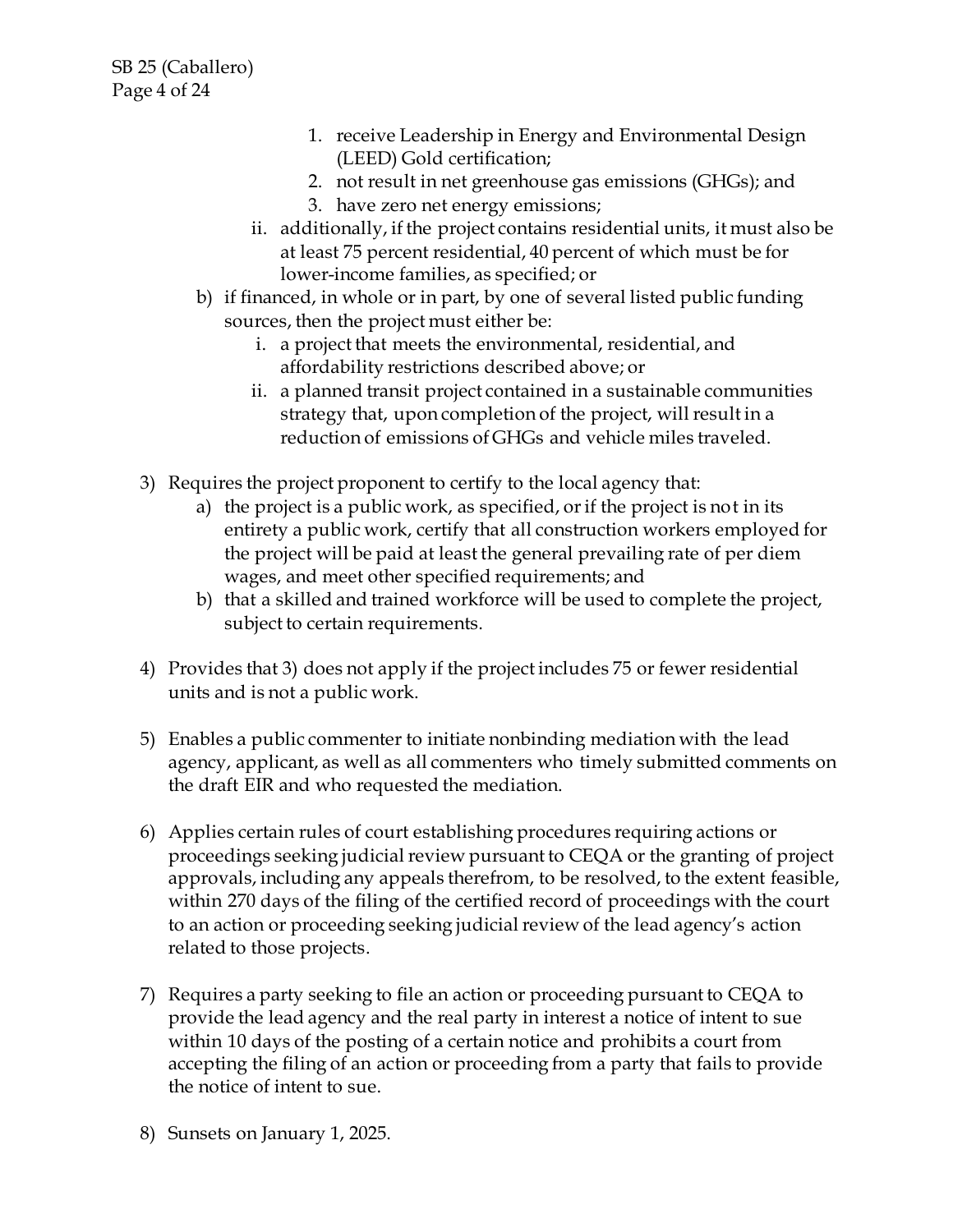1. receive Leadership in Energy and Environmental Design (LEED) Gold certification;
2. not result in net greenhouse gas emissions (GHGs); and
3. have zero net energy emissions;

ii. additionally, if the project contains residential units, it must also be at least 75 percent residential, 40 percent of which must be for lower-income families, as specified; or

b) if financed, in whole or in part, by one of several listed public funding sources, then the project must either be:

i. a project that meets the environmental, residential, and affordability restrictions described above; or

ii. a planned transit project contained in a sustainable communities strategy that, upon completion of the project, will result in a reduction of emissions of GHGs and vehicle miles traveled.

3) Requires the project proponent to certify to the local agency that:

a) the project is a public work, as specified, or if the project is not in its entirety a public work, certify that all construction workers employed for the project will be paid at least the general prevailing rate of per diem wages, and meet other specified requirements; and

b) that a skilled and trained workforce will be used to complete the project, subject to certain requirements.

4) Provides that 3) does not apply if the project includes 75 or fewer residential units and is not a public work.

5) Enables a public commenter to initiate nonbinding mediation with the lead agency, applicant, as well as all commenters who timely submitted comments on the draft EIR and who requested the mediation.

6) Applies certain rules of court establishing procedures requiring actions or proceedings seeking judicial review pursuant to CEQA or the granting of project approvals, including any appeals therefrom, to be resolved, to the extent feasible, within 270 days of the filing of the certified record of proceedings with the court to an action or proceeding seeking judicial review of the lead agency's action related to those projects.

7) Requires a party seeking to file an action or proceeding pursuant to CEQA to provide the lead agency and the real party in interest a notice of intent to sue within 10 days of the posting of a certain notice and prohibits a court from accepting the filing of an action or proceeding from a party that fails to provide the notice of intent to sue.

8) Sunsets on January 1, 2025.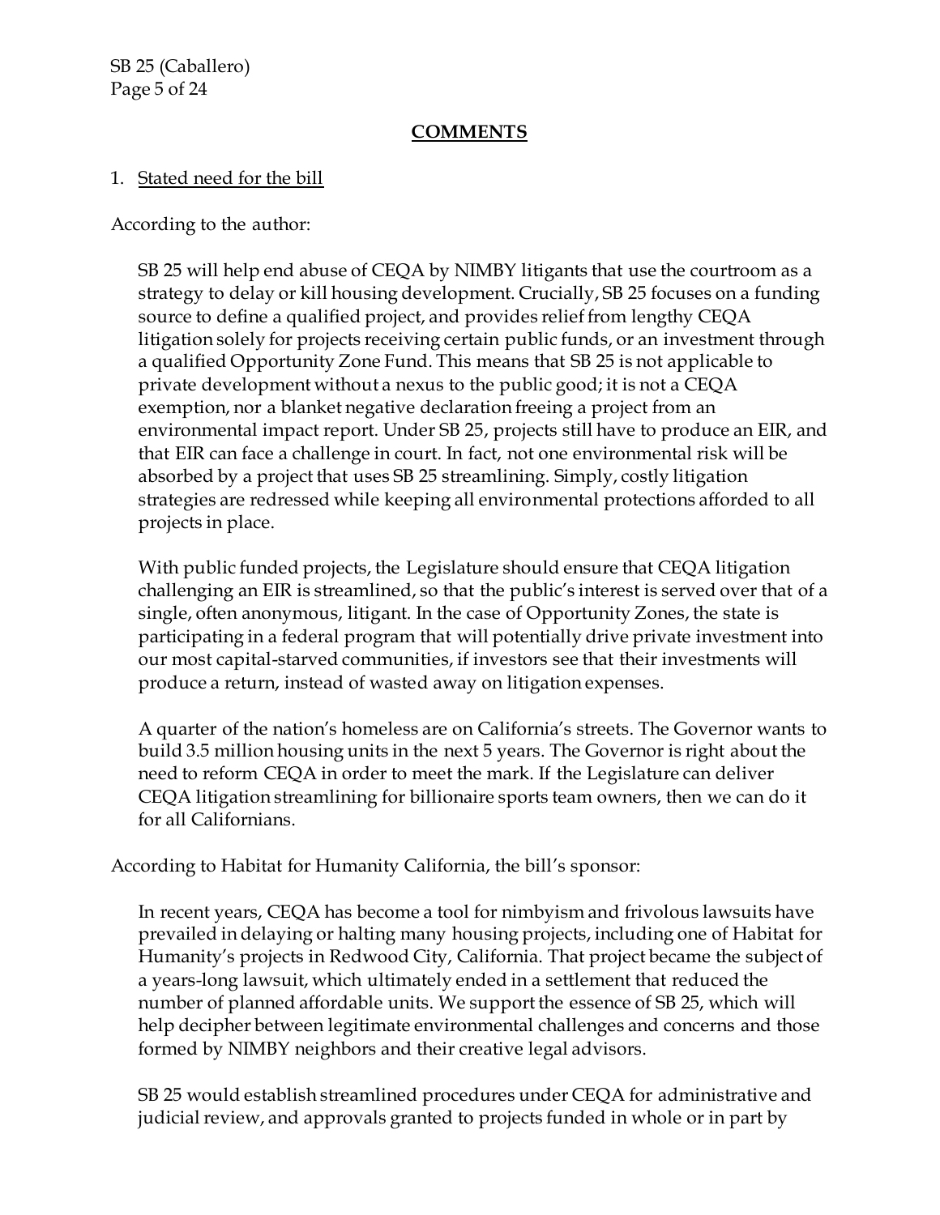## COMMENTS

1. Stated need for the bill

According to the author:

> SB 25 will help end abuse of CEQA by NIMBY litigants that use the courtroom as a strategy to delay or kill housing development. Crucially, SB 25 focuses on a funding source to define a qualified project, and provides relief from lengthy CEQA litigation solely for projects receiving certain public funds, or an investment through a qualified Opportunity Zone Fund. This means that SB 25 is not applicable to private development without a nexus to the public good; it is not a CEQA exemption, nor a blanket negative declaration freeing a project from an environmental impact report. Under SB 25, projects still have to produce an EIR, and that EIR can face a challenge in court. In fact, not one environmental risk will be absorbed by a project that uses SB 25 streamlining. Simply, costly litigation strategies are redressed while keeping all environmental protections afforded to all projects in place.
>
> With public funded projects, the Legislature should ensure that CEQA litigation challenging an EIR is streamlined, so that the public's interest is served over that of a single, often anonymous, litigant. In the case of Opportunity Zones, the state is participating in a federal program that will potentially drive private investment into our most capital-starved communities, if investors see that their investments will produce a return, instead of wasted away on litigation expenses.
>
> A quarter of the nation's homeless are on California's streets. The Governor wants to build 3.5 million housing units in the next 5 years. The Governor is right about the need to reform CEQA in order to meet the mark. If the Legislature can deliver CEQA litigation streamlining for billionaire sports team owners, then we can do it for all Californians.

According to Habitat for Humanity California, the bill's sponsor:

> In recent years, CEQA has become a tool for nimbyism and frivolous lawsuits have prevailed in delaying or halting many housing projects, including one of Habitat for Humanity's projects in Redwood City, California. That project became the subject of a years-long lawsuit, which ultimately ended in a settlement that reduced the number of planned affordable units. We support the essence of SB 25, which will help decipher between legitimate environmental challenges and concerns and those formed by NIMBY neighbors and their creative legal advisors.
>
> SB 25 would establish streamlined procedures under CEQA for administrative and judicial review, and approvals granted to projects funded in whole or in part by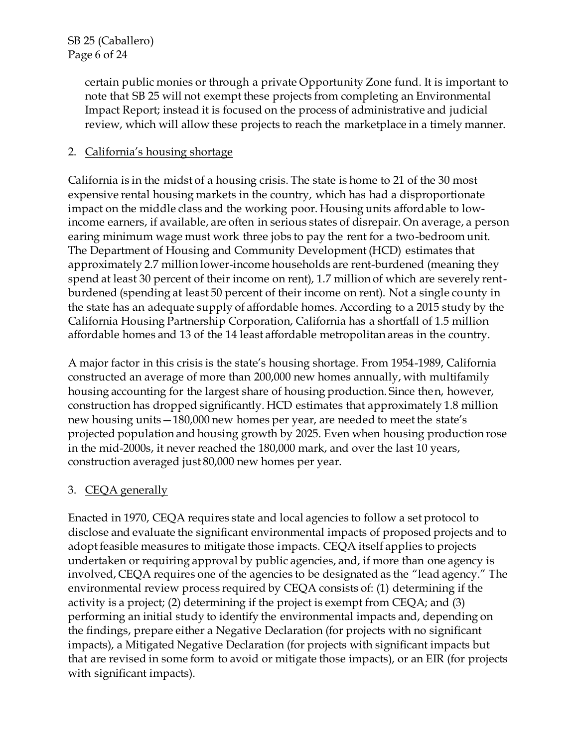certain public monies or through a private Opportunity Zone fund. It is important to note that SB 25 will not exempt these projects from completing an Environmental Impact Report; instead it is focused on the process of administrative and judicial review, which will allow these projects to reach the marketplace in a timely manner.

2. California's housing shortage

California is in the midst of a housing crisis. The state is home to 21 of the 30 most expensive rental housing markets in the country, which has had a disproportionate impact on the middle class and the working poor. Housing units affordable to low-income earners, if available, are often in serious states of disrepair. On average, a person earing minimum wage must work three jobs to pay the rent for a two-bedroom unit. The Department of Housing and Community Development (HCD) estimates that approximately 2.7 million lower-income households are rent-burdened (meaning they spend at least 30 percent of their income on rent), 1.7 million of which are severely rent-burdened (spending at least 50 percent of their income on rent). Not a single county in the state has an adequate supply of affordable homes. According to a 2015 study by the California Housing Partnership Corporation, California has a shortfall of 1.5 million affordable homes and 13 of the 14 least affordable metropolitan areas in the country.

A major factor in this crisis is the state's housing shortage. From 1954-1989, California constructed an average of more than 200,000 new homes annually, with multifamily housing accounting for the largest share of housing production. Since then, however, construction has dropped significantly. HCD estimates that approximately 1.8 million new housing units—180,000 new homes per year, are needed to meet the state's projected population and housing growth by 2025. Even when housing production rose in the mid-2000s, it never reached the 180,000 mark, and over the last 10 years, construction averaged just 80,000 new homes per year.

3. CEQA generally

Enacted in 1970, CEQA requires state and local agencies to follow a set protocol to disclose and evaluate the significant environmental impacts of proposed projects and to adopt feasible measures to mitigate those impacts. CEQA itself applies to projects undertaken or requiring approval by public agencies, and, if more than one agency is involved, CEQA requires one of the agencies to be designated as the "lead agency." The environmental review process required by CEQA consists of: (1) determining if the activity is a project; (2) determining if the project is exempt from CEQA; and (3) performing an initial study to identify the environmental impacts and, depending on the findings, prepare either a Negative Declaration (for projects with no significant impacts), a Mitigated Negative Declaration (for projects with significant impacts but that are revised in some form to avoid or mitigate those impacts), or an EIR (for projects with significant impacts).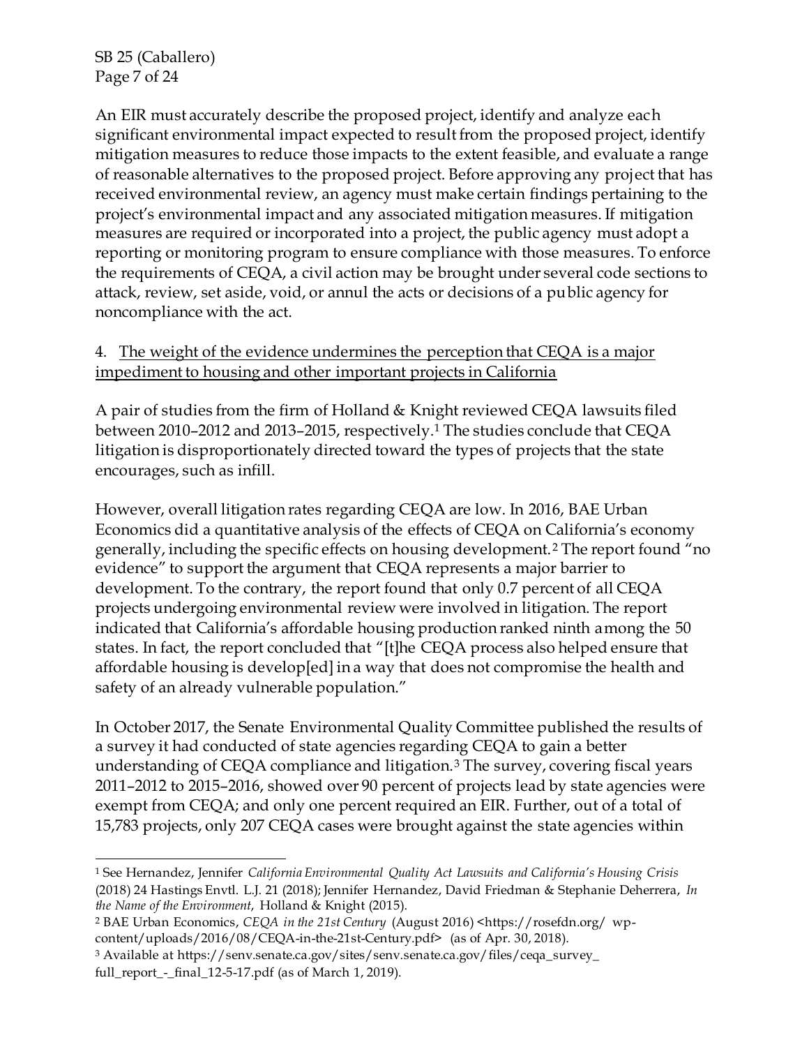An EIR must accurately describe the proposed project, identify and analyze each significant environmental impact expected to result from the proposed project, identify mitigation measures to reduce those impacts to the extent feasible, and evaluate a range of reasonable alternatives to the proposed project. Before approving any project that has received environmental review, an agency must make certain findings pertaining to the project's environmental impact and any associated mitigation measures. If mitigation measures are required or incorporated into a project, the public agency must adopt a reporting or monitoring program to ensure compliance with those measures. To enforce the requirements of CEQA, a civil action may be brought under several code sections to attack, review, set aside, void, or annul the acts or decisions of a public agency for noncompliance with the act.

4. <u>The weight of the evidence undermines the perception that CEQA is a major impediment to housing and other important projects in California</u>

A pair of studies from the firm of Holland & Knight reviewed CEQA lawsuits filed between 2010–2012 and 2013–2015, respectively.[1] The studies conclude that CEQA litigation is disproportionately directed toward the types of projects that the state encourages, such as infill.

However, overall litigation rates regarding CEQA are low. In 2016, BAE Urban Economics did a quantitative analysis of the effects of CEQA on California's economy generally, including the specific effects on housing development.[2] The report found "no evidence" to support the argument that CEQA represents a major barrier to development. To the contrary, the report found that only 0.7 percent of all CEQA projects undergoing environmental review were involved in litigation. The report indicated that California's affordable housing production ranked ninth among the 50 states. In fact, the report concluded that "[t]he CEQA process also helped ensure that affordable housing is develop[ed] in a way that does not compromise the health and safety of an already vulnerable population."

In October 2017, the Senate Environmental Quality Committee published the results of a survey it had conducted of state agencies regarding CEQA to gain a better understanding of CEQA compliance and litigation.[3] The survey, covering fiscal years 2011–2012 to 2015–2016, showed over 90 percent of projects lead by state agencies were exempt from CEQA; and only one percent required an EIR. Further, out of a total of 15,783 projects, only 207 CEQA cases were brought against the state agencies within

---

[1] See Hernandez, Jennifer *California Environmental Quality Act Lawsuits and California's Housing Crisis* (2018) 24 Hastings Envtl. L.J. 21 (2018); Jennifer Hernandez, David Friedman & Stephanie Deherrera, *In the Name of the Environment*, Holland & Knight (2015).

[2] BAE Urban Economics, *CEQA in the 21st Century* (August 2016) <https://rosefdn.org/ wp-content/uploads/2016/08/CEQA-in-the-21st-Century.pdf> (as of Apr. 30, 2018).

[3] Available at https://senv.senate.ca.gov/sites/senv.senate.ca.gov/files/ceqa_survey_full_report_-_final_12-5-17.pdf (as of March 1, 2019).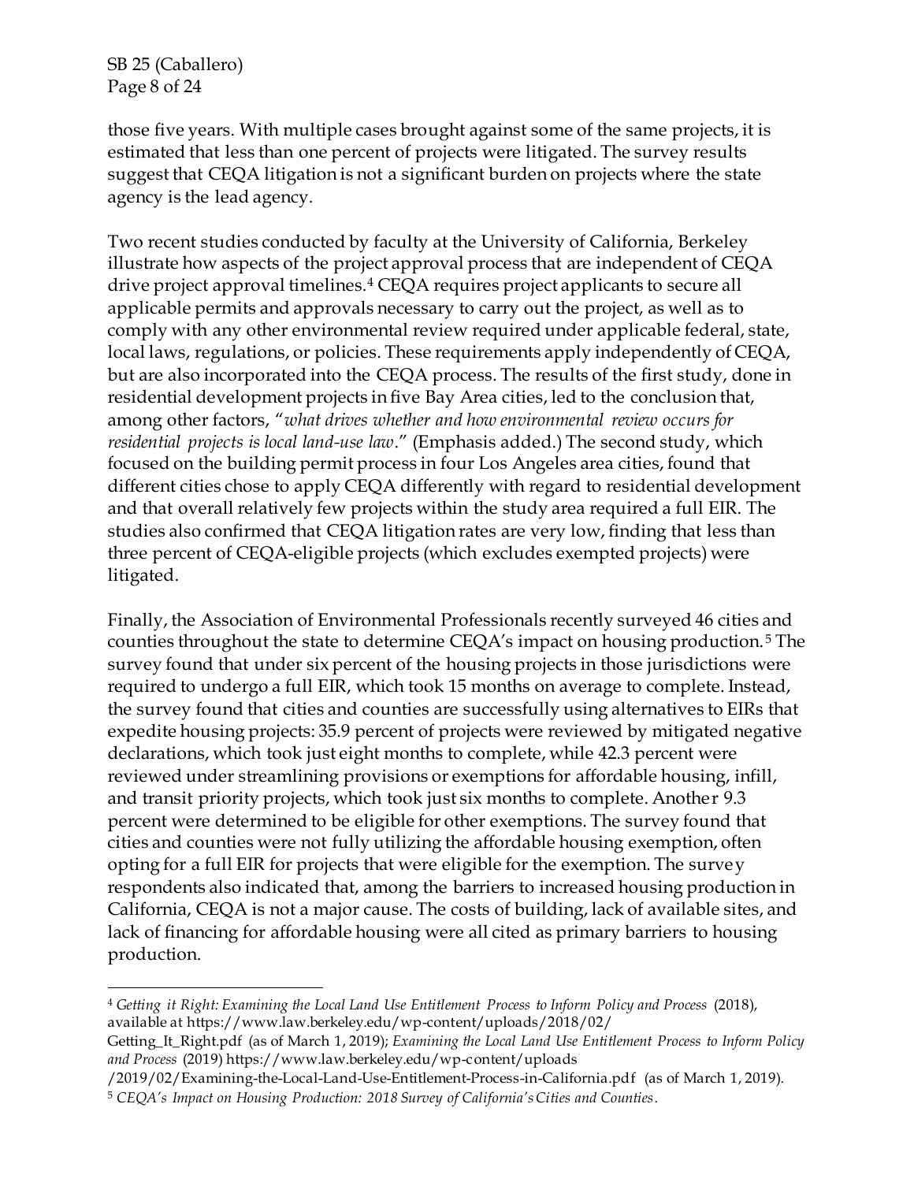those five years. With multiple cases brought against some of the same projects, it is estimated that less than one percent of projects were litigated. The survey results suggest that CEQA litigation is not a significant burden on projects where the state agency is the lead agency.

Two recent studies conducted by faculty at the University of California, Berkeley illustrate how aspects of the project approval process that are independent of CEQA drive project approval timelines.[4] CEQA requires project applicants to secure all applicable permits and approvals necessary to carry out the project, as well as to comply with any other environmental review required under applicable federal, state, local laws, regulations, or policies. These requirements apply independently of CEQA, but are also incorporated into the CEQA process. The results of the first study, done in residential development projects in five Bay Area cities, led to the conclusion that, among other factors, "*what drives whether and how environmental review occurs for residential projects is local land-use law*." (Emphasis added.) The second study, which focused on the building permit process in four Los Angeles area cities, found that different cities chose to apply CEQA differently with regard to residential development and that overall relatively few projects within the study area required a full EIR. The studies also confirmed that CEQA litigation rates are very low, finding that less than three percent of CEQA-eligible projects (which excludes exempted projects) were litigated.

Finally, the Association of Environmental Professionals recently surveyed 46 cities and counties throughout the state to determine CEQA's impact on housing production.[5] The survey found that under six percent of the housing projects in those jurisdictions were required to undergo a full EIR, which took 15 months on average to complete. Instead, the survey found that cities and counties are successfully using alternatives to EIRs that expedite housing projects: 35.9 percent of projects were reviewed by mitigated negative declarations, which took just eight months to complete, while 42.3 percent were reviewed under streamlining provisions or exemptions for affordable housing, infill, and transit priority projects, which took just six months to complete. Another 9.3 percent were determined to be eligible for other exemptions. The survey found that cities and counties were not fully utilizing the affordable housing exemption, often opting for a full EIR for projects that were eligible for the exemption. The survey respondents also indicated that, among the barriers to increased housing production in California, CEQA is not a major cause. The costs of building, lack of available sites, and lack of financing for affordable housing were all cited as primary barriers to housing production.

---

[4] *Getting it Right: Examining the Local Land Use Entitlement Process to Inform Policy and Process* (2018), available at https://www.law.berkeley.edu/wp-content/uploads/2018/02/Getting_It_Right.pdf (as of March 1, 2019); *Examining the Local Land Use Entitlement Process to Inform Policy and Process* (2019) https://www.law.berkeley.edu/wp-content/uploads/2019/02/Examining-the-Local-Land-Use-Entitlement-Process-in-California.pdf (as of March 1, 2019).

[5] *CEQA's Impact on Housing Production: 2018 Survey of California's Cities and Counties*.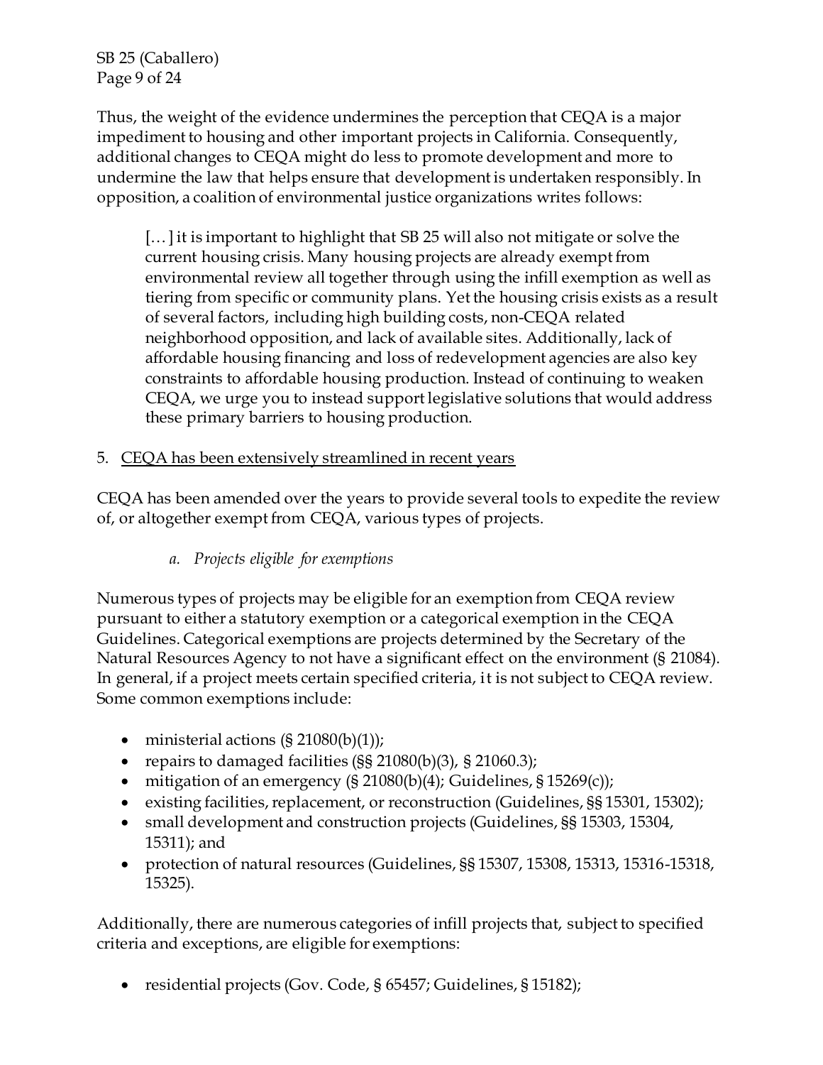Thus, the weight of the evidence undermines the perception that CEQA is a major impediment to housing and other important projects in California. Consequently, additional changes to CEQA might do less to promote development and more to undermine the law that helps ensure that development is undertaken responsibly. In opposition, a coalition of environmental justice organizations writes follows:

> […] it is important to highlight that SB 25 will also not mitigate or solve the current housing crisis. Many housing projects are already exempt from environmental review all together through using the infill exemption as well as tiering from specific or community plans. Yet the housing crisis exists as a result of several factors, including high building costs, non-CEQA related neighborhood opposition, and lack of available sites. Additionally, lack of affordable housing financing and loss of redevelopment agencies are also key constraints to affordable housing production. Instead of continuing to weaken CEQA, we urge you to instead support legislative solutions that would address these primary barriers to housing production.

5. <u>CEQA has been extensively streamlined in recent years</u>

CEQA has been amended over the years to provide several tools to expedite the review of, or altogether exempt from CEQA, various types of projects.

*a. Projects eligible for exemptions*

Numerous types of projects may be eligible for an exemption from CEQA review pursuant to either a statutory exemption or a categorical exemption in the CEQA Guidelines. Categorical exemptions are projects determined by the Secretary of the Natural Resources Agency to not have a significant effect on the environment (§ 21084). In general, if a project meets certain specified criteria, it is not subject to CEQA review. Some common exemptions include:

- ministerial actions (§ 21080(b)(1));
- repairs to damaged facilities (§§ 21080(b)(3), § 21060.3);
- mitigation of an emergency (§ 21080(b)(4); Guidelines, § 15269(c));
- existing facilities, replacement, or reconstruction (Guidelines, §§ 15301, 15302);
- small development and construction projects (Guidelines, §§ 15303, 15304, 15311); and
- protection of natural resources (Guidelines, §§ 15307, 15308, 15313, 15316-15318, 15325).

Additionally, there are numerous categories of infill projects that, subject to specified criteria and exceptions, are eligible for exemptions:

- residential projects (Gov. Code, § 65457; Guidelines, § 15182);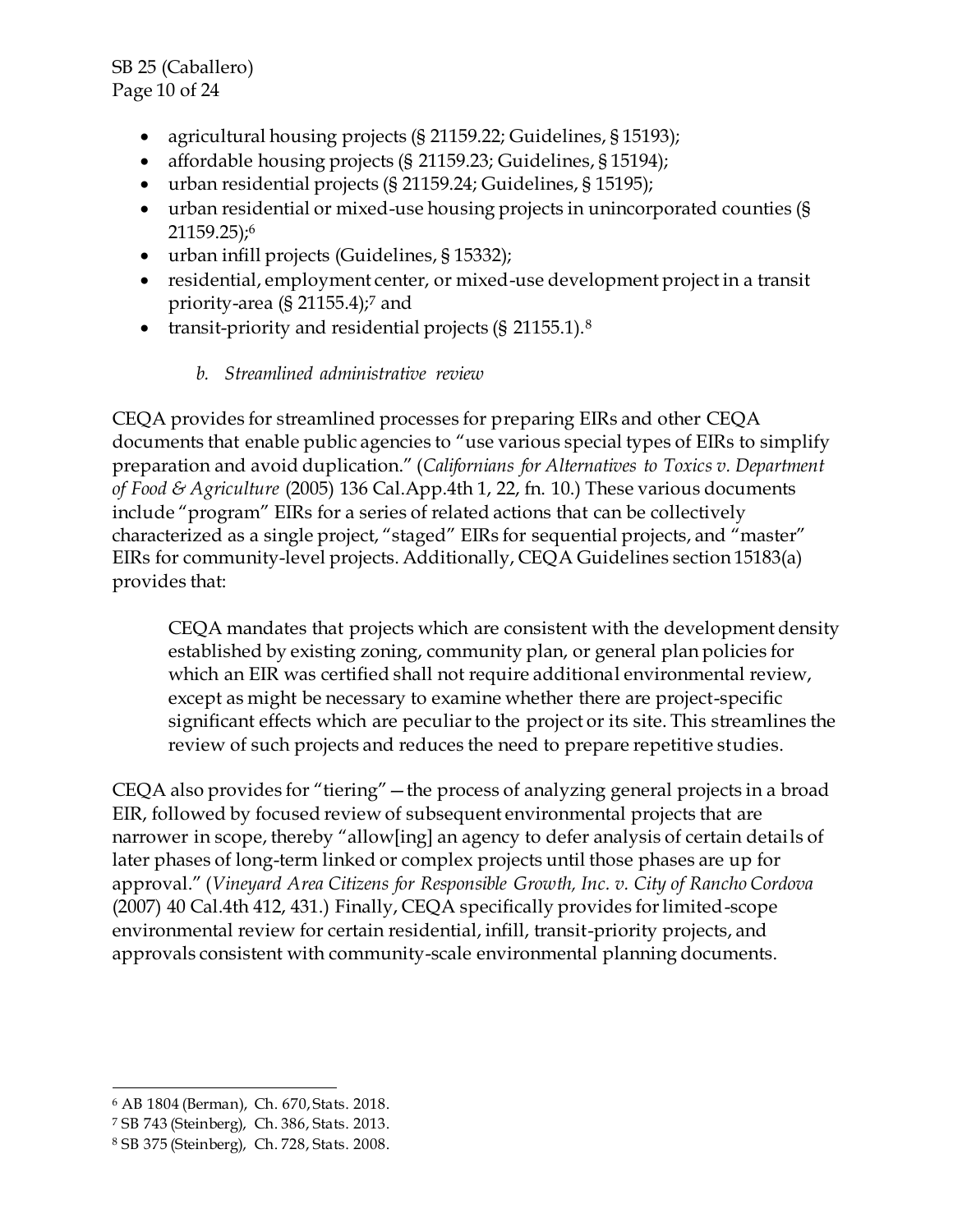- agricultural housing projects (§ 21159.22; Guidelines, § 15193);
- affordable housing projects (§ 21159.23; Guidelines, § 15194);
- urban residential projects (§ 21159.24; Guidelines, § 15195);
- urban residential or mixed-use housing projects in unincorporated counties (§ 21159.25);[6]
- urban infill projects (Guidelines, § 15332);
- residential, employment center, or mixed-use development project in a transit priority-area (§ 21155.4);[7] and
- transit-priority and residential projects (§ 21155.1).[8]

*b. Streamlined administrative review*

CEQA provides for streamlined processes for preparing EIRs and other CEQA documents that enable public agencies to "use various special types of EIRs to simplify preparation and avoid duplication." (*Californians for Alternatives to Toxics v. Department of Food & Agriculture* (2005) 136 Cal.App.4th 1, 22, fn. 10.) These various documents include "program" EIRs for a series of related actions that can be collectively characterized as a single project, "staged" EIRs for sequential projects, and "master" EIRs for community-level projects. Additionally, CEQA Guidelines section 15183(a) provides that:

> CEQA mandates that projects which are consistent with the development density established by existing zoning, community plan, or general plan policies for which an EIR was certified shall not require additional environmental review, except as might be necessary to examine whether there are project-specific significant effects which are peculiar to the project or its site. This streamlines the review of such projects and reduces the need to prepare repetitive studies.

CEQA also provides for "tiering"—the process of analyzing general projects in a broad EIR, followed by focused review of subsequent environmental projects that are narrower in scope, thereby "allow[ing] an agency to defer analysis of certain details of later phases of long-term linked or complex projects until those phases are up for approval." (*Vineyard Area Citizens for Responsible Growth, Inc. v. City of Rancho Cordova* (2007) 40 Cal.4th 412, 431.) Finally, CEQA specifically provides for limited-scope environmental review for certain residential, infill, transit-priority projects, and approvals consistent with community-scale environmental planning documents.

---

[6] AB 1804 (Berman), Ch. 670, Stats. 2018.

[7] SB 743 (Steinberg), Ch. 386, Stats. 2013.

[8] SB 375 (Steinberg), Ch. 728, Stats. 2008.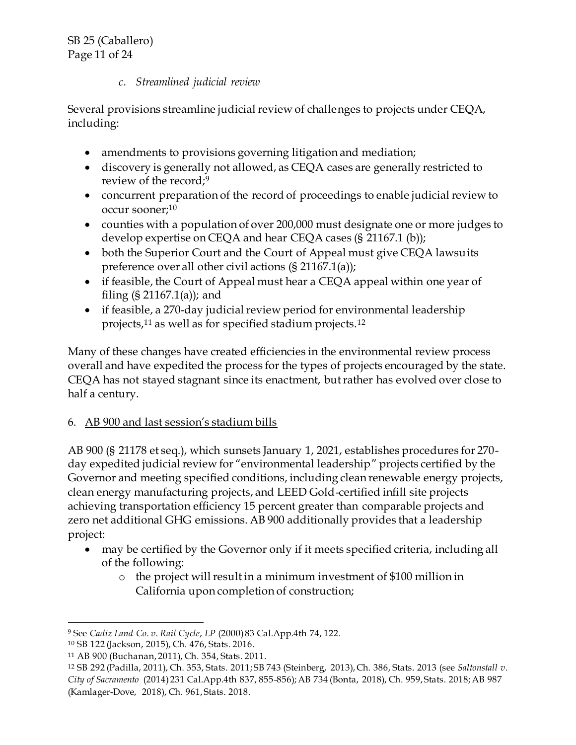*c. Streamlined judicial review*

Several provisions streamline judicial review of challenges to projects under CEQA, including:

- amendments to provisions governing litigation and mediation;
- discovery is generally not allowed, as CEQA cases are generally restricted to review of the record;[9]
- concurrent preparation of the record of proceedings to enable judicial review to occur sooner;[10]
- counties with a population of over 200,000 must designate one or more judges to develop expertise on CEQA and hear CEQA cases (§ 21167.1 (b));
- both the Superior Court and the Court of Appeal must give CEQA lawsuits preference over all other civil actions (§ 21167.1(a));
- if feasible, the Court of Appeal must hear a CEQA appeal within one year of filing (§ 21167.1(a)); and
- if feasible, a 270-day judicial review period for environmental leadership projects,[11] as well as for specified stadium projects.[12]

Many of these changes have created efficiencies in the environmental review process overall and have expedited the process for the types of projects encouraged by the state. CEQA has not stayed stagnant since its enactment, but rather has evolved over close to half a century.

6. <u>AB 900 and last session's stadium bills</u>

AB 900 (§ 21178 et seq.), which sunsets January 1, 2021, establishes procedures for 270-day expedited judicial review for "environmental leadership" projects certified by the Governor and meeting specified conditions, including clean renewable energy projects, clean energy manufacturing projects, and LEED Gold-certified infill site projects achieving transportation efficiency 15 percent greater than comparable projects and zero net additional GHG emissions. AB 900 additionally provides that a leadership project:

- may be certified by the Governor only if it meets specified criteria, including all of the following:
  - the project will result in a minimum investment of $100 million in California upon completion of construction;

---

[9] See *Cadiz Land Co. v. Rail Cycle, LP* (2000) 83 Cal.App.4th 74, 122.

[10] SB 122 (Jackson, 2015), Ch. 476, Stats. 2016.

[11] AB 900 (Buchanan, 2011), Ch. 354, Stats. 2011.

[12] SB 292 (Padilla, 2011), Ch. 353, Stats. 2011; SB 743 (Steinberg, 2013), Ch. 386, Stats. 2013 (see *Saltonstall v. City of Sacramento* (2014) 231 Cal.App.4th 837, 855-856); AB 734 (Bonta, 2018), Ch. 959, Stats. 2018; AB 987 (Kamlager-Dove, 2018), Ch. 961, Stats. 2018.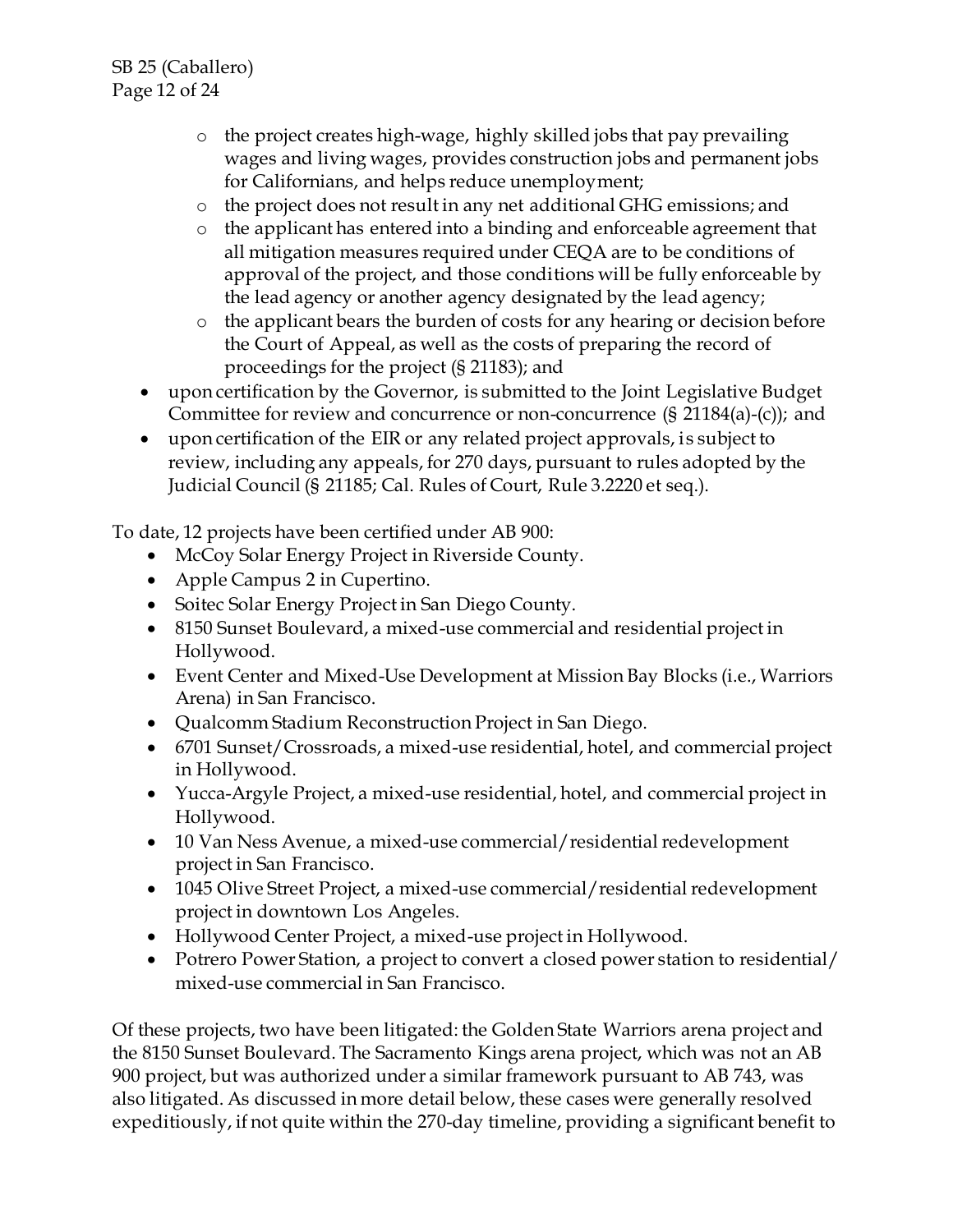- the project creates high-wage, highly skilled jobs that pay prevailing wages and living wages, provides construction jobs and permanent jobs for Californians, and helps reduce unemployment;
  - the project does not result in any net additional GHG emissions; and
  - the applicant has entered into a binding and enforceable agreement that all mitigation measures required under CEQA are to be conditions of approval of the project, and those conditions will be fully enforceable by the lead agency or another agency designated by the lead agency;
  - the applicant bears the burden of costs for any hearing or decision before the Court of Appeal, as well as the costs of preparing the record of proceedings for the project (§ 21183); and
- upon certification by the Governor, is submitted to the Joint Legislative Budget Committee for review and concurrence or non-concurrence (§ 21184(a)-(c)); and
- upon certification of the EIR or any related project approvals, is subject to review, including any appeals, for 270 days, pursuant to rules adopted by the Judicial Council (§ 21185; Cal. Rules of Court, Rule 3.2220 et seq.).

To date, 12 projects have been certified under AB 900:

- McCoy Solar Energy Project in Riverside County.
- Apple Campus 2 in Cupertino.
- Soitec Solar Energy Project in San Diego County.
- 8150 Sunset Boulevard, a mixed-use commercial and residential project in Hollywood.
- Event Center and Mixed-Use Development at Mission Bay Blocks (i.e., Warriors Arena) in San Francisco.
- Qualcomm Stadium Reconstruction Project in San Diego.
- 6701 Sunset/Crossroads, a mixed-use residential, hotel, and commercial project in Hollywood.
- Yucca-Argyle Project, a mixed-use residential, hotel, and commercial project in Hollywood.
- 10 Van Ness Avenue, a mixed-use commercial/residential redevelopment project in San Francisco.
- 1045 Olive Street Project, a mixed-use commercial/residential redevelopment project in downtown Los Angeles.
- Hollywood Center Project, a mixed-use project in Hollywood.
- Potrero Power Station, a project to convert a closed power station to residential/mixed-use commercial in San Francisco.

Of these projects, two have been litigated: the Golden State Warriors arena project and the 8150 Sunset Boulevard. The Sacramento Kings arena project, which was not an AB 900 project, but was authorized under a similar framework pursuant to AB 743, was also litigated. As discussed in more detail below, these cases were generally resolved expeditiously, if not quite within the 270-day timeline, providing a significant benefit to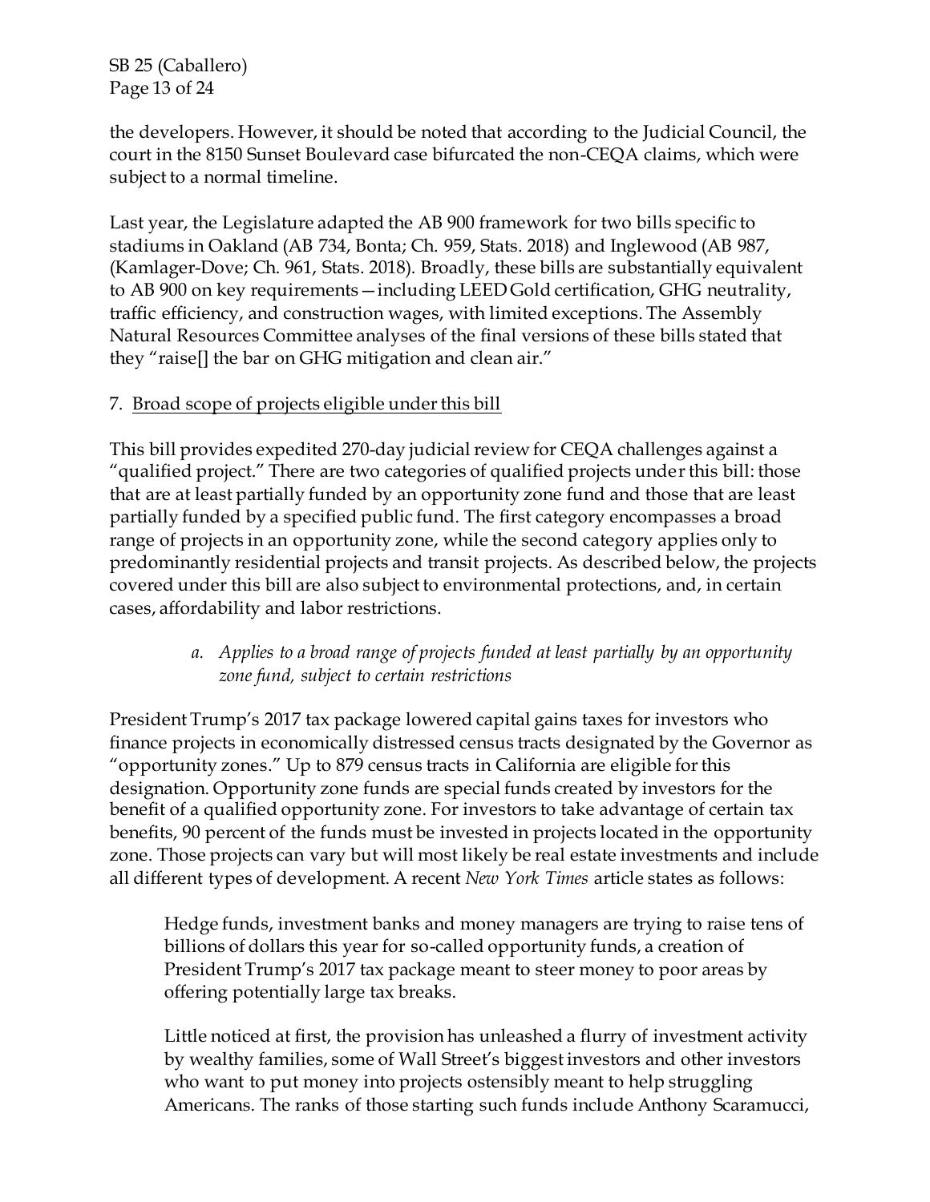the developers. However, it should be noted that according to the Judicial Council, the court in the 8150 Sunset Boulevard case bifurcated the non-CEQA claims, which were subject to a normal timeline.

Last year, the Legislature adapted the AB 900 framework for two bills specific to stadiums in Oakland (AB 734, Bonta; Ch. 959, Stats. 2018) and Inglewood (AB 987, (Kamlager-Dove; Ch. 961, Stats. 2018). Broadly, these bills are substantially equivalent to AB 900 on key requirements—including LEED Gold certification, GHG neutrality, traffic efficiency, and construction wages, with limited exceptions. The Assembly Natural Resources Committee analyses of the final versions of these bills stated that they "raise[] the bar on GHG mitigation and clean air."

7. <u>Broad scope of projects eligible under this bill</u>

This bill provides expedited 270-day judicial review for CEQA challenges against a "qualified project." There are two categories of qualified projects under this bill: those that are at least partially funded by an opportunity zone fund and those that are least partially funded by a specified public fund. The first category encompasses a broad range of projects in an opportunity zone, while the second category applies only to predominantly residential projects and transit projects. As described below, the projects covered under this bill are also subject to environmental protections, and, in certain cases, affordability and labor restrictions.

*a. Applies to a broad range of projects funded at least partially by an opportunity zone fund, subject to certain restrictions*

President Trump's 2017 tax package lowered capital gains taxes for investors who finance projects in economically distressed census tracts designated by the Governor as "opportunity zones." Up to 879 census tracts in California are eligible for this designation. Opportunity zone funds are special funds created by investors for the benefit of a qualified opportunity zone. For investors to take advantage of certain tax benefits, 90 percent of the funds must be invested in projects located in the opportunity zone. Those projects can vary but will most likely be real estate investments and include all different types of development. A recent *New York Times* article states as follows:

> Hedge funds, investment banks and money managers are trying to raise tens of billions of dollars this year for so-called opportunity funds, a creation of President Trump's 2017 tax package meant to steer money to poor areas by offering potentially large tax breaks.
>
> Little noticed at first, the provision has unleashed a flurry of investment activity by wealthy families, some of Wall Street's biggest investors and other investors who want to put money into projects ostensibly meant to help struggling Americans. The ranks of those starting such funds include Anthony Scaramucci,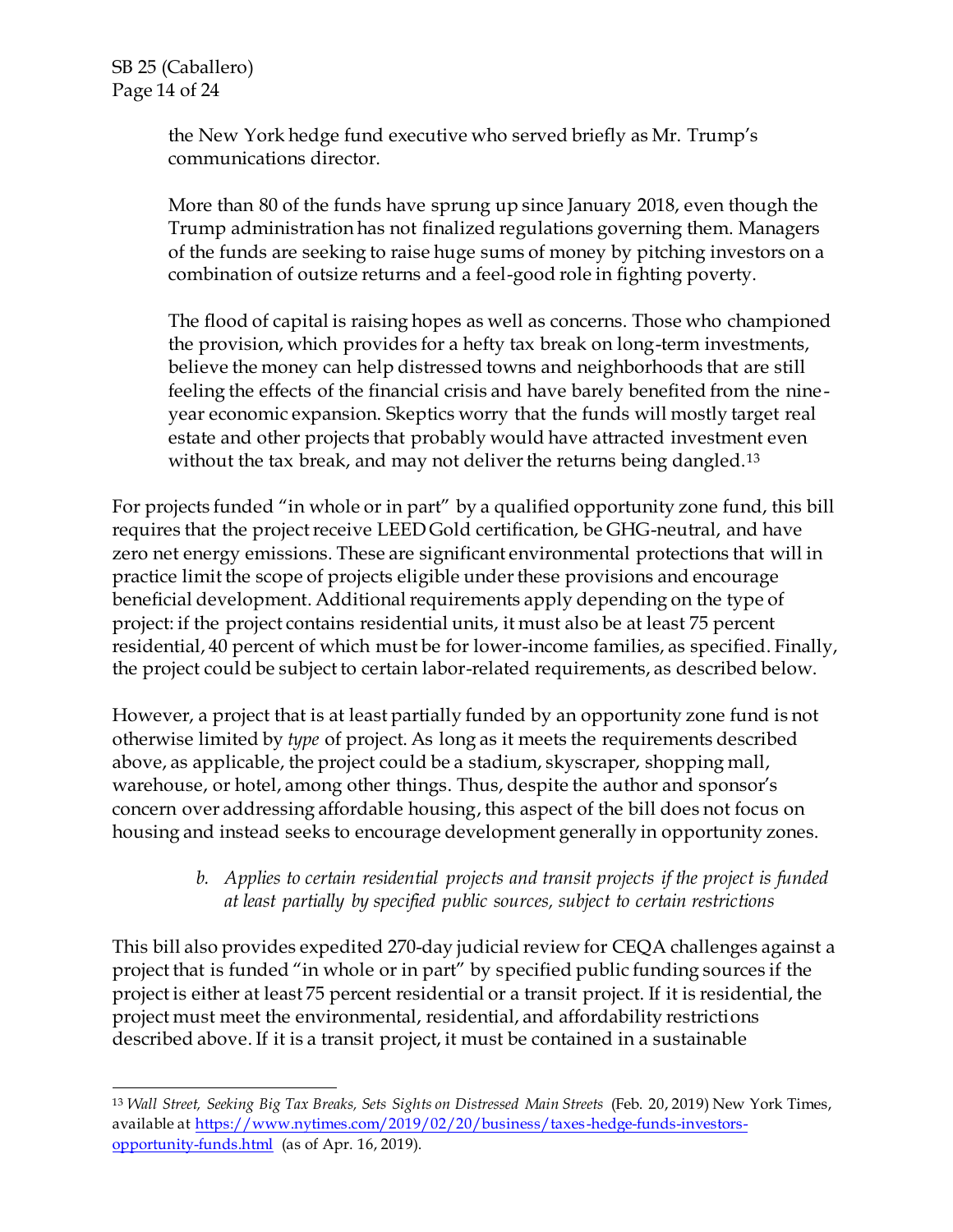> the New York hedge fund executive who served briefly as Mr. Trump's communications director.
>
> More than 80 of the funds have sprung up since January 2018, even though the Trump administration has not finalized regulations governing them. Managers of the funds are seeking to raise huge sums of money by pitching investors on a combination of outsize returns and a feel-good role in fighting poverty.
>
> The flood of capital is raising hopes as well as concerns. Those who championed the provision, which provides for a hefty tax break on long-term investments, believe the money can help distressed towns and neighborhoods that are still feeling the effects of the financial crisis and have barely benefited from the nine-year economic expansion. Skeptics worry that the funds will mostly target real estate and other projects that probably would have attracted investment even without the tax break, and may not deliver the returns being dangled.[13]

For projects funded "in whole or in part" by a qualified opportunity zone fund, this bill requires that the project receive LEED Gold certification, be GHG-neutral, and have zero net energy emissions. These are significant environmental protections that will in practice limit the scope of projects eligible under these provisions and encourage beneficial development. Additional requirements apply depending on the type of project: if the project contains residential units, it must also be at least 75 percent residential, 40 percent of which must be for lower-income families, as specified. Finally, the project could be subject to certain labor-related requirements, as described below.

However, a project that is at least partially funded by an opportunity zone fund is not otherwise limited by *type* of project. As long as it meets the requirements described above, as applicable, the project could be a stadium, skyscraper, shopping mall, warehouse, or hotel, among other things. Thus, despite the author and sponsor's concern over addressing affordable housing, this aspect of the bill does not focus on housing and instead seeks to encourage development generally in opportunity zones.

*b. Applies to certain residential projects and transit projects if the project is funded at least partially by specified public sources, subject to certain restrictions*

This bill also provides expedited 270-day judicial review for CEQA challenges against a project that is funded "in whole or in part" by specified public funding sources if the project is either at least 75 percent residential or a transit project. If it is residential, the project must meet the environmental, residential, and affordability restrictions described above. If it is a transit project, it must be contained in a sustainable

---

[13] *Wall Street, Seeking Big Tax Breaks, Sets Sights on Distressed Main Streets* (Feb. 20, 2019) New York Times, available at https://www.nytimes.com/2019/02/20/business/taxes-hedge-funds-investors-opportunity-funds.html (as of Apr. 16, 2019).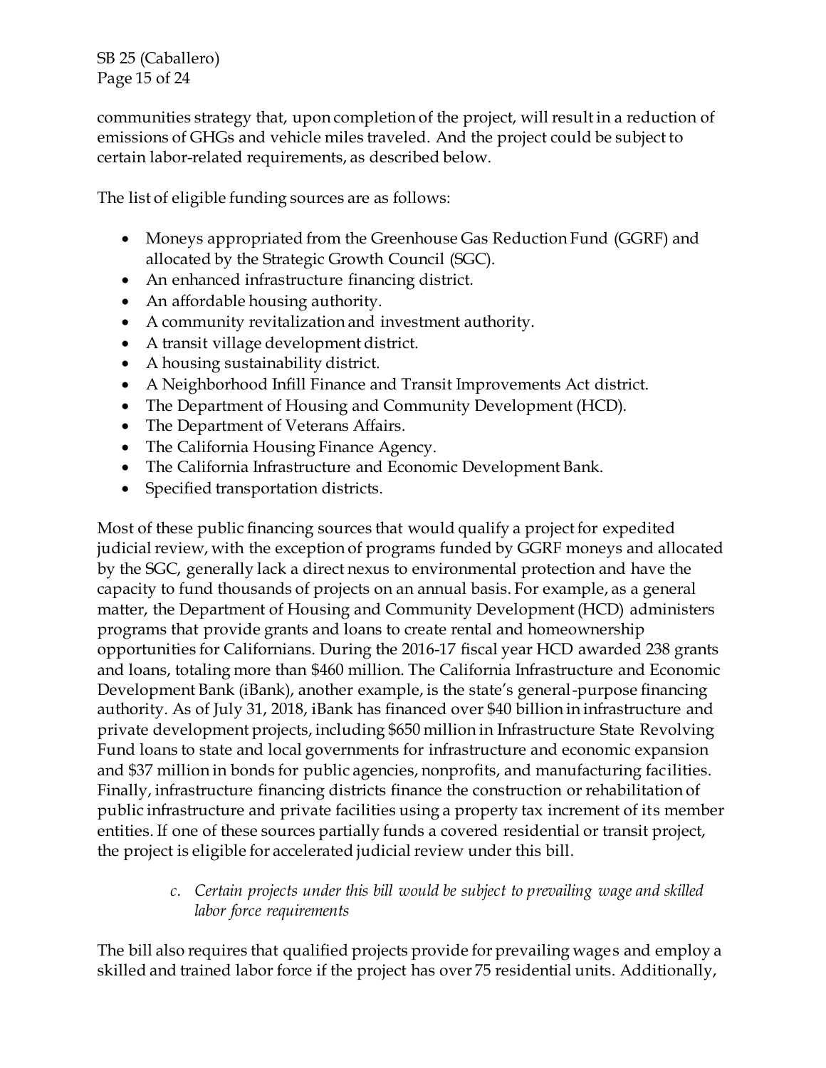communities strategy that, upon completion of the project, will result in a reduction of emissions of GHGs and vehicle miles traveled. And the project could be subject to certain labor-related requirements, as described below.

The list of eligible funding sources are as follows:

- Moneys appropriated from the Greenhouse Gas Reduction Fund (GGRF) and allocated by the Strategic Growth Council (SGC).
- An enhanced infrastructure financing district.
- An affordable housing authority.
- A community revitalization and investment authority.
- A transit village development district.
- A housing sustainability district.
- A Neighborhood Infill Finance and Transit Improvements Act district.
- The Department of Housing and Community Development (HCD).
- The Department of Veterans Affairs.
- The California Housing Finance Agency.
- The California Infrastructure and Economic Development Bank.
- Specified transportation districts.

Most of these public financing sources that would qualify a project for expedited judicial review, with the exception of programs funded by GGRF moneys and allocated by the SGC, generally lack a direct nexus to environmental protection and have the capacity to fund thousands of projects on an annual basis. For example, as a general matter, the Department of Housing and Community Development (HCD) administers programs that provide grants and loans to create rental and homeownership opportunities for Californians. During the 2016-17 fiscal year HCD awarded 238 grants and loans, totaling more than $460 million. The California Infrastructure and Economic Development Bank (iBank), another example, is the state's general-purpose financing authority. As of July 31, 2018, iBank has financed over $40 billion in infrastructure and private development projects, including $650 million in Infrastructure State Revolving Fund loans to state and local governments for infrastructure and economic expansion and $37 million in bonds for public agencies, nonprofits, and manufacturing facilities. Finally, infrastructure financing districts finance the construction or rehabilitation of public infrastructure and private facilities using a property tax increment of its member entities. If one of these sources partially funds a covered residential or transit project, the project is eligible for accelerated judicial review under this bill.

*c. Certain projects under this bill would be subject to prevailing wage and skilled labor force requirements*

The bill also requires that qualified projects provide for prevailing wages and employ a skilled and trained labor force if the project has over 75 residential units. Additionally,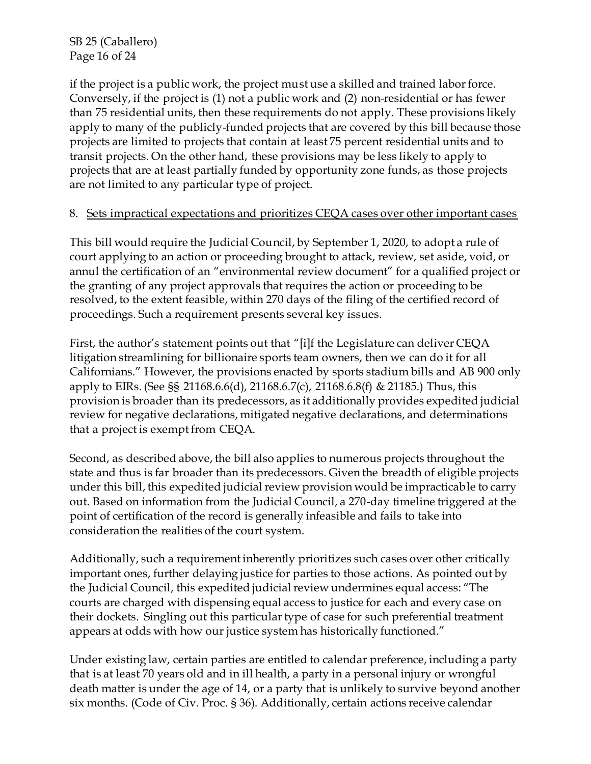if the project is a public work, the project must use a skilled and trained labor force. Conversely, if the project is (1) not a public work and (2) non-residential or has fewer than 75 residential units, then these requirements do not apply. These provisions likely apply to many of the publicly-funded projects that are covered by this bill because those projects are limited to projects that contain at least 75 percent residential units and to transit projects. On the other hand, these provisions may be less likely to apply to projects that are at least partially funded by opportunity zone funds, as those projects are not limited to any particular type of project.

8. <u>Sets impractical expectations and prioritizes CEQA cases over other important cases</u>

This bill would require the Judicial Council, by September 1, 2020, to adopt a rule of court applying to an action or proceeding brought to attack, review, set aside, void, or annul the certification of an "environmental review document" for a qualified project or the granting of any project approvals that requires the action or proceeding to be resolved, to the extent feasible, within 270 days of the filing of the certified record of proceedings. Such a requirement presents several key issues.

First, the author's statement points out that "[i]f the Legislature can deliver CEQA litigation streamlining for billionaire sports team owners, then we can do it for all Californians." However, the provisions enacted by sports stadium bills and AB 900 only apply to EIRs. (See §§ 21168.6.6(d), 21168.6.7(c), 21168.6.8(f) & 21185.) Thus, this provision is broader than its predecessors, as it additionally provides expedited judicial review for negative declarations, mitigated negative declarations, and determinations that a project is exempt from CEQA.

Second, as described above, the bill also applies to numerous projects throughout the state and thus is far broader than its predecessors. Given the breadth of eligible projects under this bill, this expedited judicial review provision would be impracticable to carry out. Based on information from the Judicial Council, a 270-day timeline triggered at the point of certification of the record is generally infeasible and fails to take into consideration the realities of the court system.

Additionally, such a requirement inherently prioritizes such cases over other critically important ones, further delaying justice for parties to those actions. As pointed out by the Judicial Council, this expedited judicial review undermines equal access: "The courts are charged with dispensing equal access to justice for each and every case on their dockets. Singling out this particular type of case for such preferential treatment appears at odds with how our justice system has historically functioned."

Under existing law, certain parties are entitled to calendar preference, including a party that is at least 70 years old and in ill health, a party in a personal injury or wrongful death matter is under the age of 14, or a party that is unlikely to survive beyond another six months. (Code of Civ. Proc. § 36). Additionally, certain actions receive calendar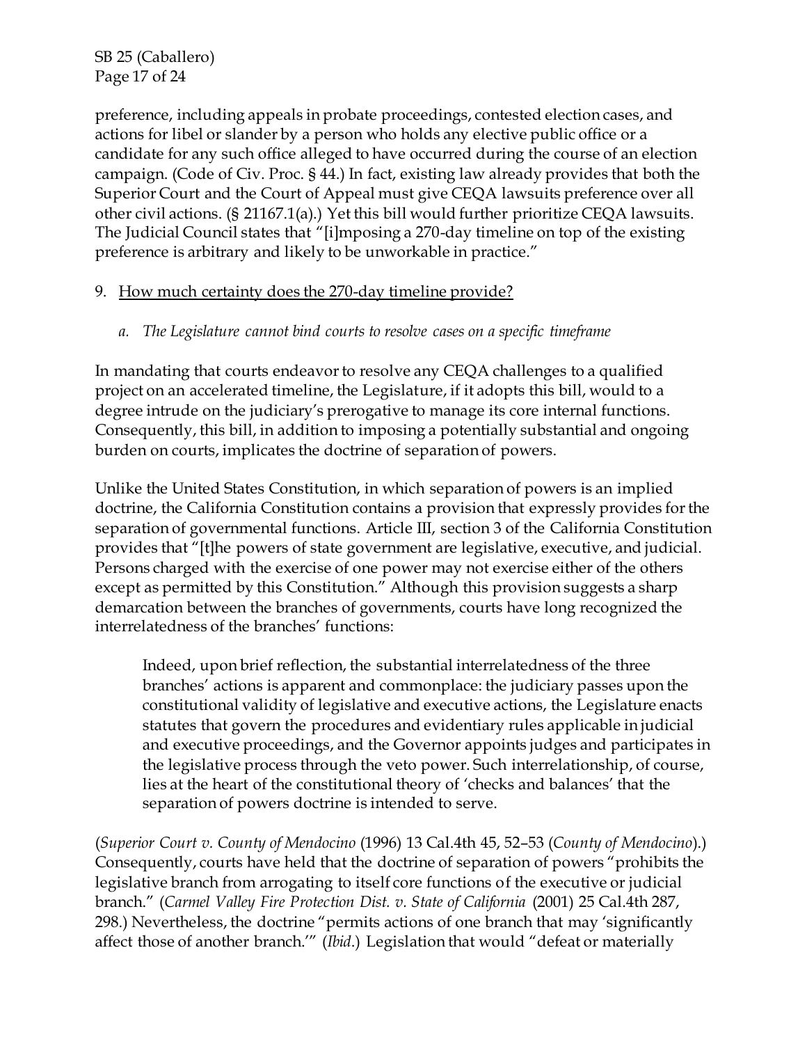preference, including appeals in probate proceedings, contested election cases, and actions for libel or slander by a person who holds any elective public office or a candidate for any such office alleged to have occurred during the course of an election campaign. (Code of Civ. Proc. § 44.) In fact, existing law already provides that both the Superior Court and the Court of Appeal must give CEQA lawsuits preference over all other civil actions. (§ 21167.1(a).) Yet this bill would further prioritize CEQA lawsuits. The Judicial Council states that "[i]mposing a 270-day timeline on top of the existing preference is arbitrary and likely to be unworkable in practice."

9. <u>How much certainty does the 270-day timeline provide?</u>

*a. The Legislature cannot bind courts to resolve cases on a specific timeframe*

In mandating that courts endeavor to resolve any CEQA challenges to a qualified project on an accelerated timeline, the Legislature, if it adopts this bill, would to a degree intrude on the judiciary's prerogative to manage its core internal functions. Consequently, this bill, in addition to imposing a potentially substantial and ongoing burden on courts, implicates the doctrine of separation of powers.

Unlike the United States Constitution, in which separation of powers is an implied doctrine, the California Constitution contains a provision that expressly provides for the separation of governmental functions. Article III, section 3 of the California Constitution provides that "[t]he powers of state government are legislative, executive, and judicial. Persons charged with the exercise of one power may not exercise either of the others except as permitted by this Constitution." Although this provision suggests a sharp demarcation between the branches of governments, courts have long recognized the interrelatedness of the branches' functions:

> Indeed, upon brief reflection, the substantial interrelatedness of the three branches' actions is apparent and commonplace: the judiciary passes upon the constitutional validity of legislative and executive actions, the Legislature enacts statutes that govern the procedures and evidentiary rules applicable in judicial and executive proceedings, and the Governor appoints judges and participates in the legislative process through the veto power. Such interrelationship, of course, lies at the heart of the constitutional theory of 'checks and balances' that the separation of powers doctrine is intended to serve.

(*Superior Court v. County of Mendocino* (1996) 13 Cal.4th 45, 52–53 (*County of Mendocino*).) Consequently, courts have held that the doctrine of separation of powers "prohibits the legislative branch from arrogating to itself core functions of the executive or judicial branch." (*Carmel Valley Fire Protection Dist. v. State of California* (2001) 25 Cal.4th 287, 298.) Nevertheless, the doctrine "permits actions of one branch that may 'significantly affect those of another branch.'" (*Ibid*.) Legislation that would "defeat or materially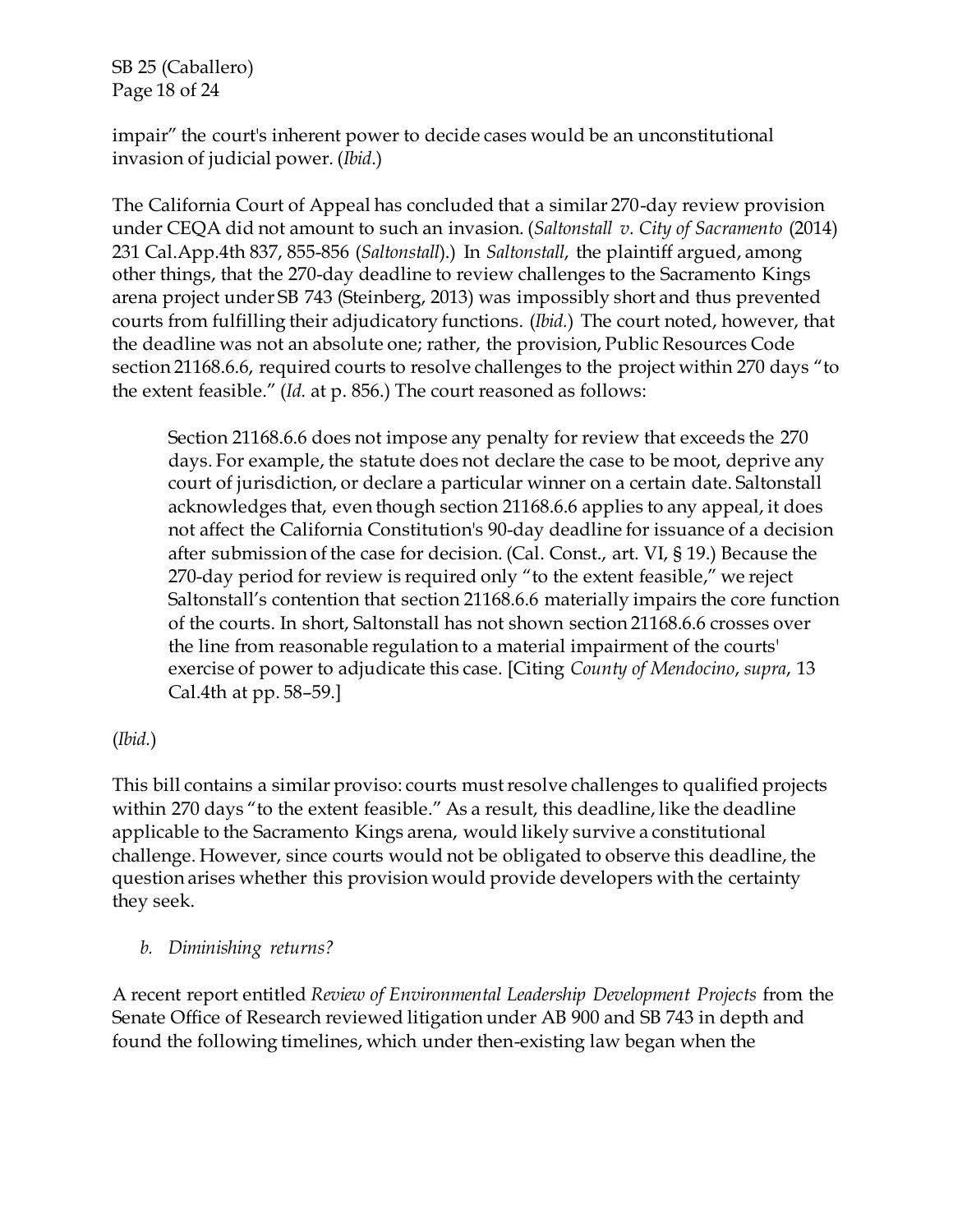impair" the court's inherent power to decide cases would be an unconstitutional invasion of judicial power. (*Ibid.*)

The California Court of Appeal has concluded that a similar 270-day review provision under CEQA did not amount to such an invasion. (*Saltonstall v. City of Sacramento* (2014) 231 Cal.App.4th 837, 855-856 (*Saltonstall*).) In *Saltonstall*, the plaintiff argued, among other things, that the 270-day deadline to review challenges to the Sacramento Kings arena project under SB 743 (Steinberg, 2013) was impossibly short and thus prevented courts from fulfilling their adjudicatory functions. (*Ibid.*) The court noted, however, that the deadline was not an absolute one; rather, the provision, Public Resources Code section 21168.6.6, required courts to resolve challenges to the project within 270 days "to the extent feasible." (*Id.* at p. 856.) The court reasoned as follows:

> Section 21168.6.6 does not impose any penalty for review that exceeds the 270 days. For example, the statute does not declare the case to be moot, deprive any court of jurisdiction, or declare a particular winner on a certain date. Saltonstall acknowledges that, even though section 21168.6.6 applies to any appeal, it does not affect the California Constitution's 90-day deadline for issuance of a decision after submission of the case for decision. (Cal. Const., art. VI, § 19.) Because the 270-day period for review is required only "to the extent feasible," we reject Saltonstall's contention that section 21168.6.6 materially impairs the core function of the courts. In short, Saltonstall has not shown section 21168.6.6 crosses over the line from reasonable regulation to a material impairment of the courts' exercise of power to adjudicate this case. [Citing *County of Mendocino*, *supra*, 13 Cal.4th at pp. 58–59.]

(*Ibid.*)

This bill contains a similar proviso: courts must resolve challenges to qualified projects within 270 days "to the extent feasible." As a result, this deadline, like the deadline applicable to the Sacramento Kings arena, would likely survive a constitutional challenge. However, since courts would not be obligated to observe this deadline, the question arises whether this provision would provide developers with the certainty they seek.

*b. Diminishing returns?*

A recent report entitled *Review of Environmental Leadership Development Projects* from the Senate Office of Research reviewed litigation under AB 900 and SB 743 in depth and found the following timelines, which under then-existing law began when the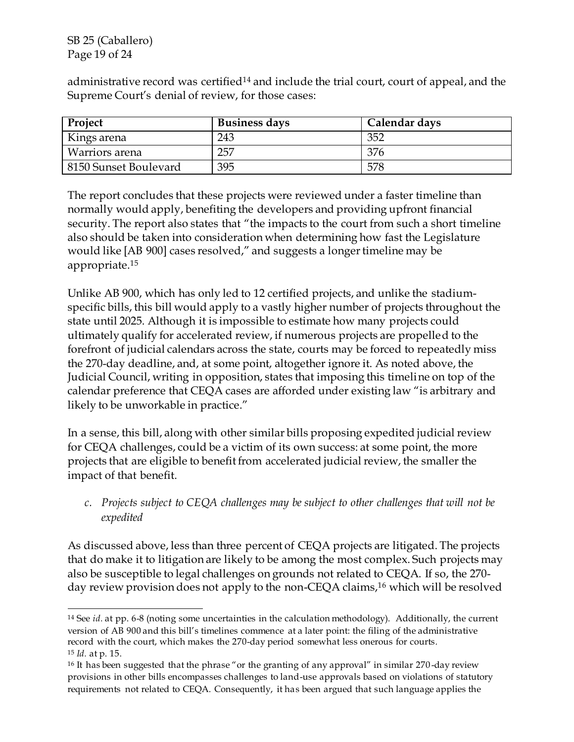administrative record was certified[14] and include the trial court, court of appeal, and the Supreme Court's denial of review, for those cases:

| Project | Business days | Calendar days |
|---|---|---|
| Kings arena | 243 | 352 |
| Warriors arena | 257 | 376 |
| 8150 Sunset Boulevard | 395 | 578 |

The report concludes that these projects were reviewed under a faster timeline than normally would apply, benefiting the developers and providing upfront financial security. The report also states that "the impacts to the court from such a short timeline also should be taken into consideration when determining how fast the Legislature would like [AB 900] cases resolved," and suggests a longer timeline may be appropriate.[15]

Unlike AB 900, which has only led to 12 certified projects, and unlike the stadium-specific bills, this bill would apply to a vastly higher number of projects throughout the state until 2025. Although it is impossible to estimate how many projects could ultimately qualify for accelerated review, if numerous projects are propelled to the forefront of judicial calendars across the state, courts may be forced to repeatedly miss the 270-day deadline, and, at some point, altogether ignore it. As noted above, the Judicial Council, writing in opposition, states that imposing this timeline on top of the calendar preference that CEQA cases are afforded under existing law "is arbitrary and likely to be unworkable in practice."

In a sense, this bill, along with other similar bills proposing expedited judicial review for CEQA challenges, could be a victim of its own success: at some point, the more projects that are eligible to benefit from accelerated judicial review, the smaller the impact of that benefit.

*c. Projects subject to CEQA challenges may be subject to other challenges that will not be expedited*

As discussed above, less than three percent of CEQA projects are litigated. The projects that do make it to litigation are likely to be among the most complex. Such projects may also be susceptible to legal challenges on grounds not related to CEQA. If so, the 270-day review provision does not apply to the non-CEQA claims,[16] which will be resolved

---

[14] See *id.* at pp. 6-8 (noting some uncertainties in the calculation methodology). Additionally, the current version of AB 900 and this bill's timelines commence at a later point: the filing of the administrative record with the court, which makes the 270-day period somewhat less onerous for courts.

[15] *Id.* at p. 15.

[16] It has been suggested that the phrase "or the granting of any approval" in similar 270-day review provisions in other bills encompasses challenges to land-use approvals based on violations of statutory requirements not related to CEQA. Consequently, it has been argued that such language applies the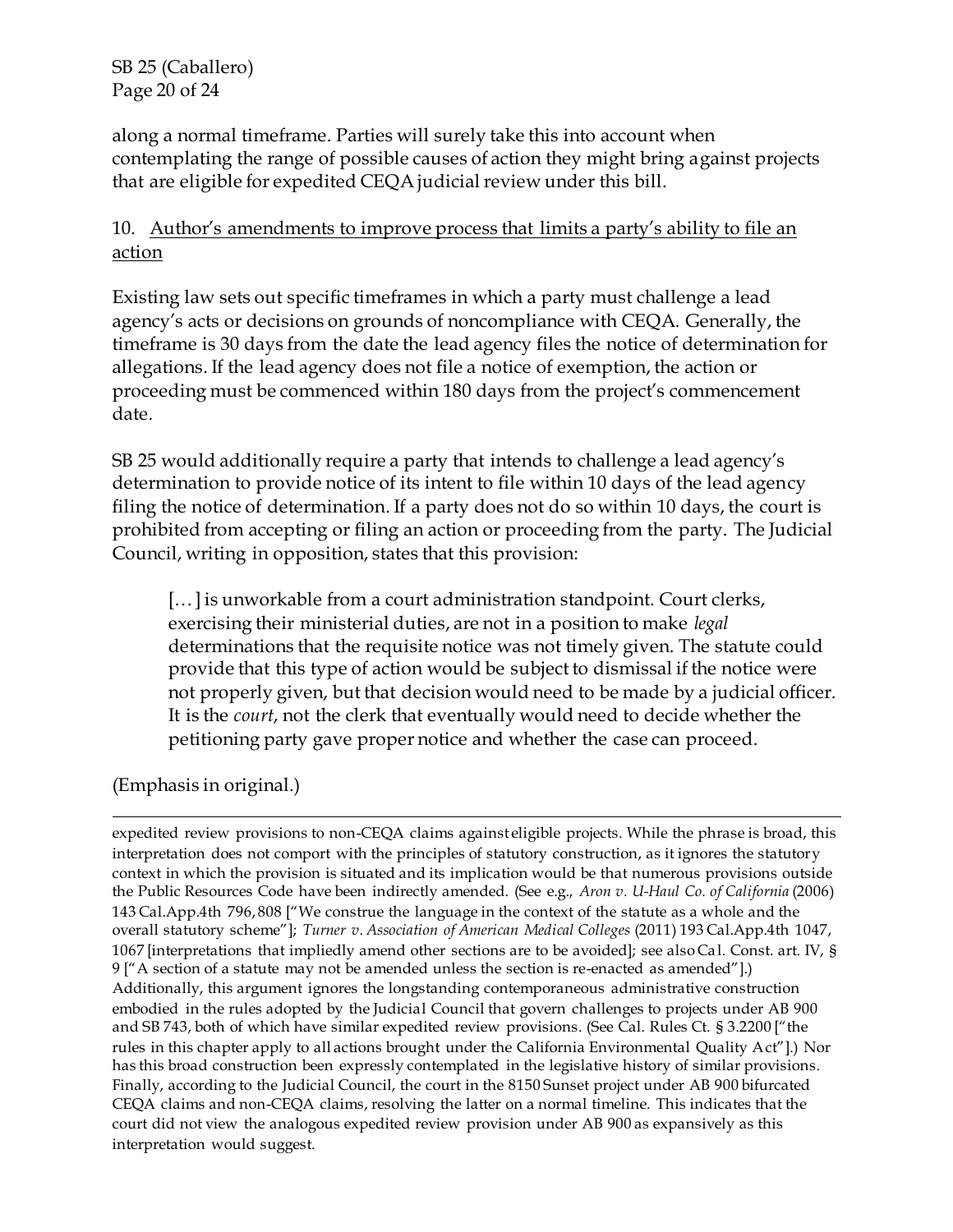along a normal timeframe. Parties will surely take this into account when contemplating the range of possible causes of action they might bring against projects that are eligible for expedited CEQA judicial review under this bill.

10. <u>Author's amendments to improve process that limits a party's ability to file an action</u>

Existing law sets out specific timeframes in which a party must challenge a lead agency's acts or decisions on grounds of noncompliance with CEQA. Generally, the timeframe is 30 days from the date the lead agency files the notice of determination for allegations. If the lead agency does not file a notice of exemption, the action or proceeding must be commenced within 180 days from the project's commencement date.

SB 25 would additionally require a party that intends to challenge a lead agency's determination to provide notice of its intent to file within 10 days of the lead agency filing the notice of determination. If a party does not do so within 10 days, the court is prohibited from accepting or filing an action or proceeding from the party. The Judicial Council, writing in opposition, states that this provision:

> [...] is unworkable from a court administration standpoint. Court clerks, exercising their ministerial duties, are not in a position to make *legal* determinations that the requisite notice was not timely given. The statute could provide that this type of action would be subject to dismissal if the notice were not properly given, but that decision would need to be made by a judicial officer. It is the *court*, not the clerk that eventually would need to decide whether the petitioning party gave proper notice and whether the case can proceed.

(Emphasis in original.)

---

expedited review provisions to non-CEQA claims against eligible projects. While the phrase is broad, this interpretation does not comport with the principles of statutory construction, as it ignores the statutory context in which the provision is situated and its implication would be that numerous provisions outside the Public Resources Code have been indirectly amended. (See e.g., *Aron v. U-Haul Co. of California* (2006) 143 Cal.App.4th 796, 808 ["We construe the language in the context of the statute as a whole and the overall statutory scheme"]; *Turner v. Association of American Medical Colleges* (2011) 193 Cal.App.4th 1047, 1067 [interpretations that impliedly amend other sections are to be avoided]; see also Cal. Const. art. IV, § 9 ["A section of a statute may not be amended unless the section is re-enacted as amended"].) Additionally, this argument ignores the longstanding contemporaneous administrative construction embodied in the rules adopted by the Judicial Council that govern challenges to projects under AB 900 and SB 743, both of which have similar expedited review provisions. (See Cal. Rules Ct. § 3.2200 ["the rules in this chapter apply to all actions brought under the California Environmental Quality Act"].) Nor has this broad construction been expressly contemplated in the legislative history of similar provisions. Finally, according to the Judicial Council, the court in the 8150 Sunset project under AB 900 bifurcated CEQA claims and non-CEQA claims, resolving the latter on a normal timeline. This indicates that the court did not view the analogous expedited review provision under AB 900 as expansively as this interpretation would suggest.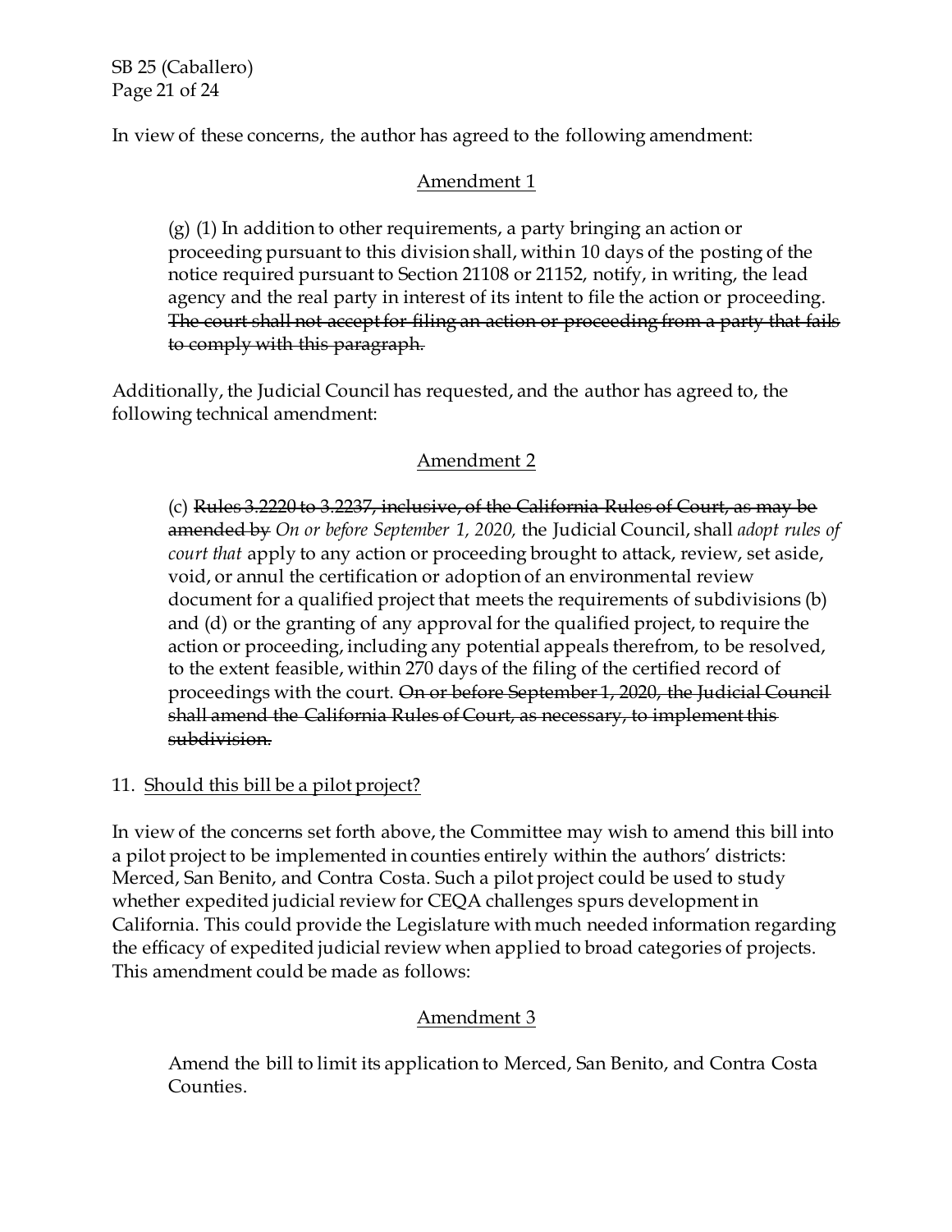In view of these concerns, the author has agreed to the following amendment:

<u>Amendment 1</u>

> (g) (1) In addition to other requirements, a party bringing an action or proceeding pursuant to this division shall, within 10 days of the posting of the notice required pursuant to Section 21108 or 21152, notify, in writing, the lead agency and the real party in interest of its intent to file the action or proceeding. ~~The court shall not accept for filing an action or proceeding from a party that fails to comply with this paragraph.~~

Additionally, the Judicial Council has requested, and the author has agreed to, the following technical amendment:

<u>Amendment 2</u>

> (c) ~~Rules 3.2220 to 3.2237, inclusive, of the California Rules of Court, as may be amended by~~ *On or before September 1, 2020,* the Judicial Council, shall *adopt rules of court that* apply to any action or proceeding brought to attack, review, set aside, void, or annul the certification or adoption of an environmental review document for a qualified project that meets the requirements of subdivisions (b) and (d) or the granting of any approval for the qualified project, to require the action or proceeding, including any potential appeals therefrom, to be resolved, to the extent feasible, within 270 days of the filing of the certified record of proceedings with the court. ~~On or before September 1, 2020, the Judicial Council shall amend the California Rules of Court, as necessary, to implement this subdivision.~~

11. <u>Should this bill be a pilot project?</u>

In view of the concerns set forth above, the Committee may wish to amend this bill into a pilot project to be implemented in counties entirely within the authors' districts: Merced, San Benito, and Contra Costa. Such a pilot project could be used to study whether expedited judicial review for CEQA challenges spurs development in California. This could provide the Legislature with much needed information regarding the efficacy of expedited judicial review when applied to broad categories of projects. This amendment could be made as follows:

<u>Amendment 3</u>

> Amend the bill to limit its application to Merced, San Benito, and Contra Costa Counties.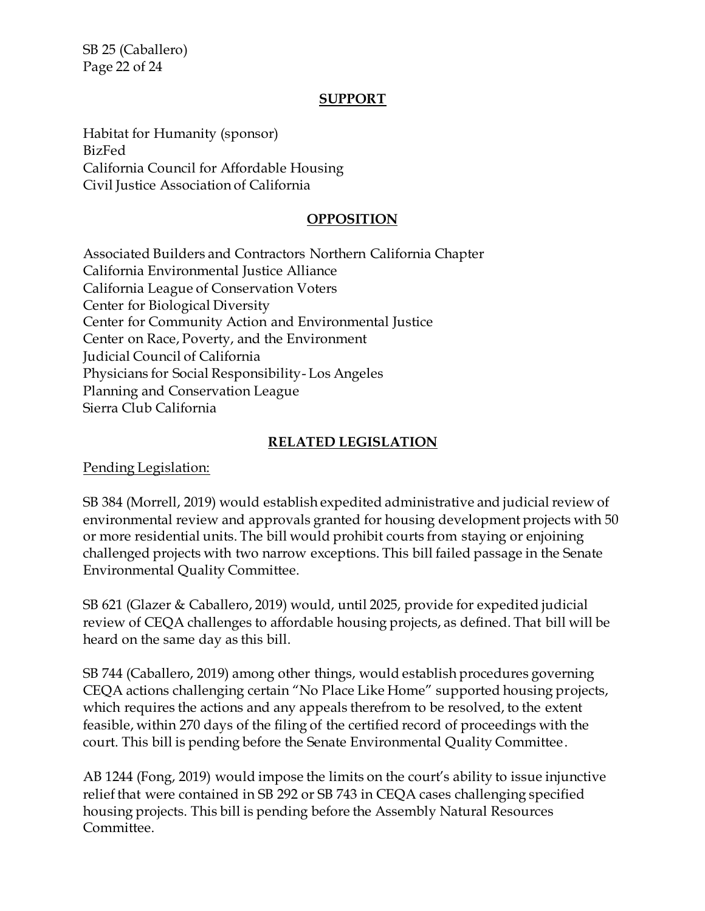## SUPPORT

Habitat for Humanity (sponsor)
BizFed
California Council for Affordable Housing
Civil Justice Association of California

## OPPOSITION

Associated Builders and Contractors Northern California Chapter
California Environmental Justice Alliance
California League of Conservation Voters
Center for Biological Diversity
Center for Community Action and Environmental Justice
Center on Race, Poverty, and the Environment
Judicial Council of California
Physicians for Social Responsibility- Los Angeles
Planning and Conservation League
Sierra Club California

## RELATED LEGISLATION

Pending Legislation:

SB 384 (Morrell, 2019) would establish expedited administrative and judicial review of environmental review and approvals granted for housing development projects with 50 or more residential units. The bill would prohibit courts from staying or enjoining challenged projects with two narrow exceptions. This bill failed passage in the Senate Environmental Quality Committee.

SB 621 (Glazer & Caballero, 2019) would, until 2025, provide for expedited judicial review of CEQA challenges to affordable housing projects, as defined. That bill will be heard on the same day as this bill.

SB 744 (Caballero, 2019) among other things, would establish procedures governing CEQA actions challenging certain "No Place Like Home" supported housing projects, which requires the actions and any appeals therefrom to be resolved, to the extent feasible, within 270 days of the filing of the certified record of proceedings with the court. This bill is pending before the Senate Environmental Quality Committee.

AB 1244 (Fong, 2019) would impose the limits on the court's ability to issue injunctive relief that were contained in SB 292 or SB 743 in CEQA cases challenging specified housing projects. This bill is pending before the Assembly Natural Resources Committee.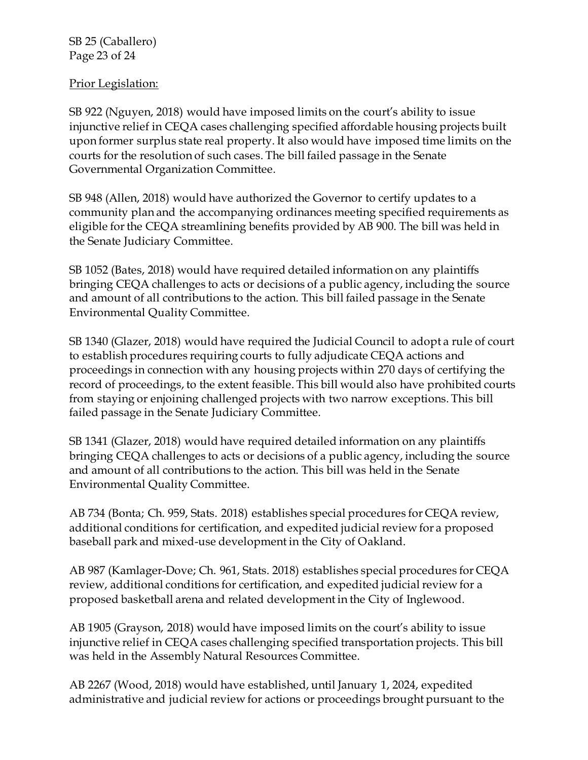Prior Legislation:

SB 922 (Nguyen, 2018) would have imposed limits on the court's ability to issue injunctive relief in CEQA cases challenging specified affordable housing projects built upon former surplus state real property. It also would have imposed time limits on the courts for the resolution of such cases. The bill failed passage in the Senate Governmental Organization Committee.

SB 948 (Allen, 2018) would have authorized the Governor to certify updates to a community plan and the accompanying ordinances meeting specified requirements as eligible for the CEQA streamlining benefits provided by AB 900. The bill was held in the Senate Judiciary Committee.

SB 1052 (Bates, 2018) would have required detailed information on any plaintiffs bringing CEQA challenges to acts or decisions of a public agency, including the source and amount of all contributions to the action. This bill failed passage in the Senate Environmental Quality Committee.

SB 1340 (Glazer, 2018) would have required the Judicial Council to adopt a rule of court to establish procedures requiring courts to fully adjudicate CEQA actions and proceedings in connection with any housing projects within 270 days of certifying the record of proceedings, to the extent feasible. This bill would also have prohibited courts from staying or enjoining challenged projects with two narrow exceptions. This bill failed passage in the Senate Judiciary Committee.

SB 1341 (Glazer, 2018) would have required detailed information on any plaintiffs bringing CEQA challenges to acts or decisions of a public agency, including the source and amount of all contributions to the action. This bill was held in the Senate Environmental Quality Committee.

AB 734 (Bonta; Ch. 959, Stats. 2018) establishes special procedures for CEQA review, additional conditions for certification, and expedited judicial review for a proposed baseball park and mixed-use development in the City of Oakland.

AB 987 (Kamlager-Dove; Ch. 961, Stats. 2018) establishes special procedures for CEQA review, additional conditions for certification, and expedited judicial review for a proposed basketball arena and related development in the City of Inglewood.

AB 1905 (Grayson, 2018) would have imposed limits on the court's ability to issue injunctive relief in CEQA cases challenging specified transportation projects. This bill was held in the Assembly Natural Resources Committee.

AB 2267 (Wood, 2018) would have established, until January 1, 2024, expedited administrative and judicial review for actions or proceedings brought pursuant to the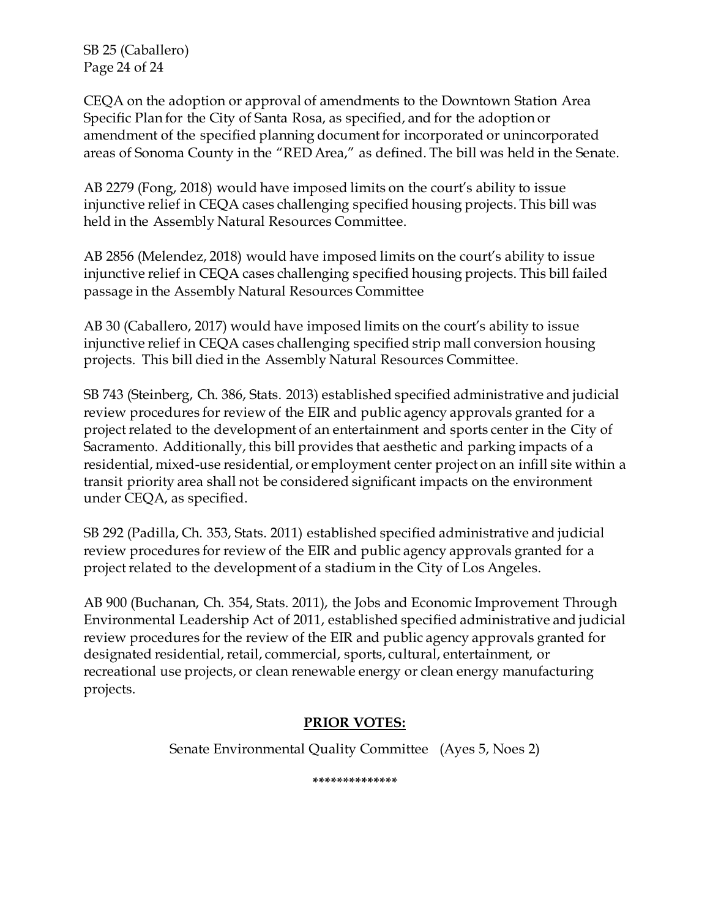CEQA on the adoption or approval of amendments to the Downtown Station Area Specific Plan for the City of Santa Rosa, as specified, and for the adoption or amendment of the specified planning document for incorporated or unincorporated areas of Sonoma County in the "RED Area," as defined. The bill was held in the Senate.

AB 2279 (Fong, 2018) would have imposed limits on the court's ability to issue injunctive relief in CEQA cases challenging specified housing projects. This bill was held in the Assembly Natural Resources Committee.

AB 2856 (Melendez, 2018) would have imposed limits on the court's ability to issue injunctive relief in CEQA cases challenging specified housing projects. This bill failed passage in the Assembly Natural Resources Committee

AB 30 (Caballero, 2017) would have imposed limits on the court's ability to issue injunctive relief in CEQA cases challenging specified strip mall conversion housing projects. This bill died in the Assembly Natural Resources Committee.

SB 743 (Steinberg, Ch. 386, Stats. 2013) established specified administrative and judicial review procedures for review of the EIR and public agency approvals granted for a project related to the development of an entertainment and sports center in the City of Sacramento. Additionally, this bill provides that aesthetic and parking impacts of a residential, mixed-use residential, or employment center project on an infill site within a transit priority area shall not be considered significant impacts on the environment under CEQA, as specified.

SB 292 (Padilla, Ch. 353, Stats. 2011) established specified administrative and judicial review procedures for review of the EIR and public agency approvals granted for a project related to the development of a stadium in the City of Los Angeles.

AB 900 (Buchanan, Ch. 354, Stats. 2011), the Jobs and Economic Improvement Through Environmental Leadership Act of 2011, established specified administrative and judicial review procedures for the review of the EIR and public agency approvals granted for designated residential, retail, commercial, sports, cultural, entertainment, or recreational use projects, or clean renewable energy or clean energy manufacturing projects.

**PRIOR VOTES:**

Senate Environmental Quality Committee (Ayes 5, Noes 2)

*************